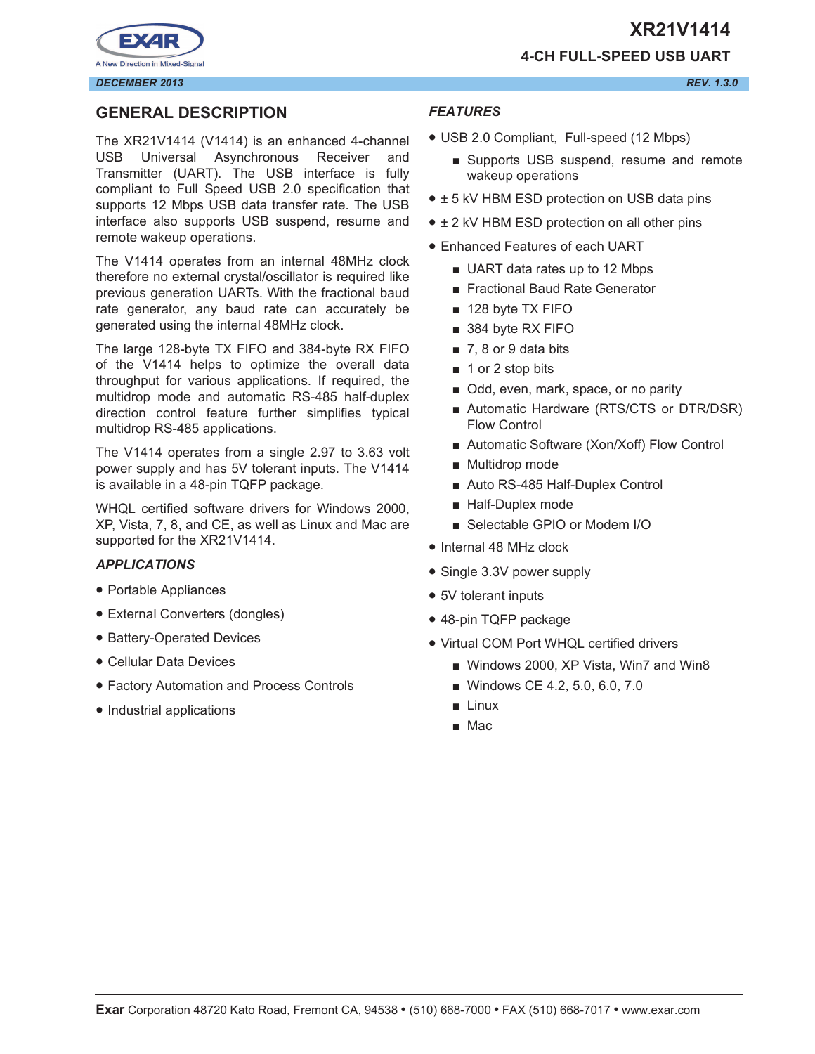# XR21V1414

## 4-CH FULL-SPEED USB UART

*DECEMBER 2013* *REV. 1.3.0*

## GENERAL DESCRIPTION

The XR21V1414 (V1414) is an enhanced 4-channel USB Universal Asynchronous Receiver and Transmitter (UART). The USB interface is fully compliant to Full Speed USB 2.0 specification that supports 12 Mbps USB data transfer rate. The USB interface also supports USB suspend, resume and remote wakeup operations.

The V1414 operates from an internal 48MHz clock therefore no external crystal/oscillator is required like previous generation UARTs. With the fractional baud rate generator, any baud rate can accurately be generated using the internal 48MHz clock.

The large 128-byte TX FIFO and 384-byte RX FIFO of the V1414 helps to optimize the overall data throughput for various applications. If required, the multidrop mode and automatic RS-485 half-duplex direction control feature further simplifies typical multidrop RS-485 applications.

The V1414 operates from a single 2.97 to 3.63 volt power supply and has 5V tolerant inputs. The V1414 is available in a 48-pin TQFP package.

WHQL certified software drivers for Windows 2000, XP, Vista, 7, 8, and CE, as well as Linux and Mac are supported for the XR21V1414.

### *APPLICATIONS*

- Portable Appliances
- External Converters (dongles)
- Battery-Operated Devices
- Cellular Data Devices
- Factory Automation and Process Controls
- Industrial applications

### *FEATURES*

- USB 2.0 Compliant, Full-speed (12 Mbps)
  - Supports USB suspend, resume and remote wakeup operations
- ± 5 kV HBM ESD protection on USB data pins
- ± 2 kV HBM ESD protection on all other pins
- Enhanced Features of each UART
  - UART data rates up to 12 Mbps
  - Fractional Baud Rate Generator
  - 128 byte TX FIFO
  - 384 byte RX FIFO
  - 7, 8 or 9 data bits
  - 1 or 2 stop bits
  - Odd, even, mark, space, or no parity
  - Automatic Hardware (RTS/CTS or DTR/DSR) Flow Control
  - Automatic Software (Xon/Xoff) Flow Control
  - Multidrop mode
  - Auto RS-485 Half-Duplex Control
  - Half-Duplex mode
  - Selectable GPIO or Modem I/O
- Internal 48 MHz clock
- Single 3.3V power supply
- 5V tolerant inputs
- 48-pin TQFP package
- Virtual COM Port WHQL certified drivers
  - Windows 2000, XP Vista, Win7 and Win8
  - Windows CE 4.2, 5.0, 6.0, 7.0
  - Linux
  - Mac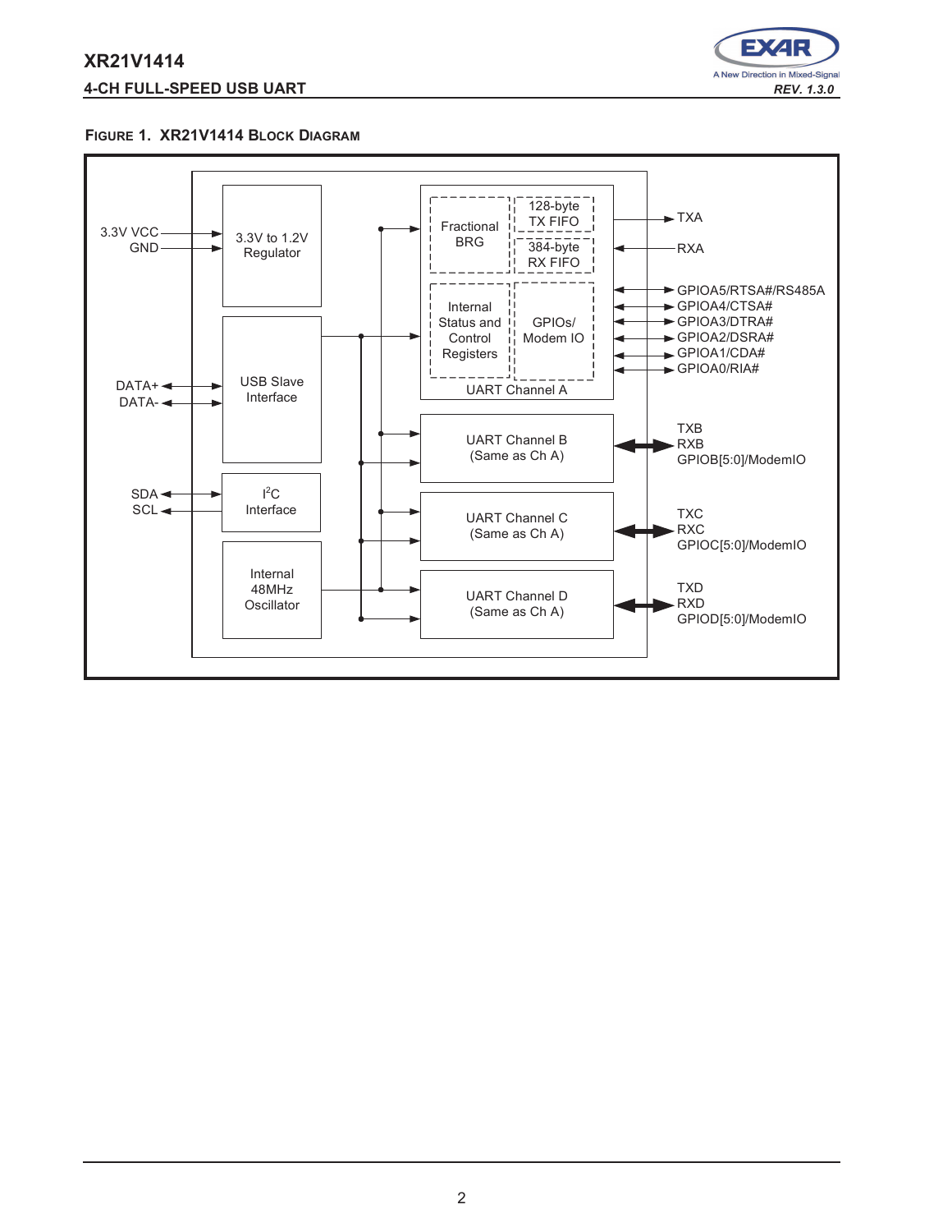**FIGURE 1. XR21V1414 BLOCK DIAGRAM**

3.3V VCC
GND

3.3V to 1.2V Regulator

DATA+
DATA-

USB Slave Interface

SDA
SCL

I[2]C Interface

Internal 48MHz Oscillator

Fractional BRG

128-byte TX FIFO

384-byte RX FIFO

Internal Status and Control Registers

GPIOs/ Modem IO

UART Channel A

TXA
RXA
GPIOA5/RTSA#/RS485A
GPIOA4/CTSA#
GPIOA3/DTRA#
GPIOA2/DSRA#
GPIOA1/CDA#
GPIOA0/RIA#

UART Channel B (Same as Ch A)

TXB
RXB
GPIOB[5:0]/ModemIO

UART Channel C (Same as Ch A)

TXC
RXC
GPIOC[5:0]/ModemIO

UART Channel D (Same as Ch A)

TXD
RXD
GPIOD[5:0]/ModemIO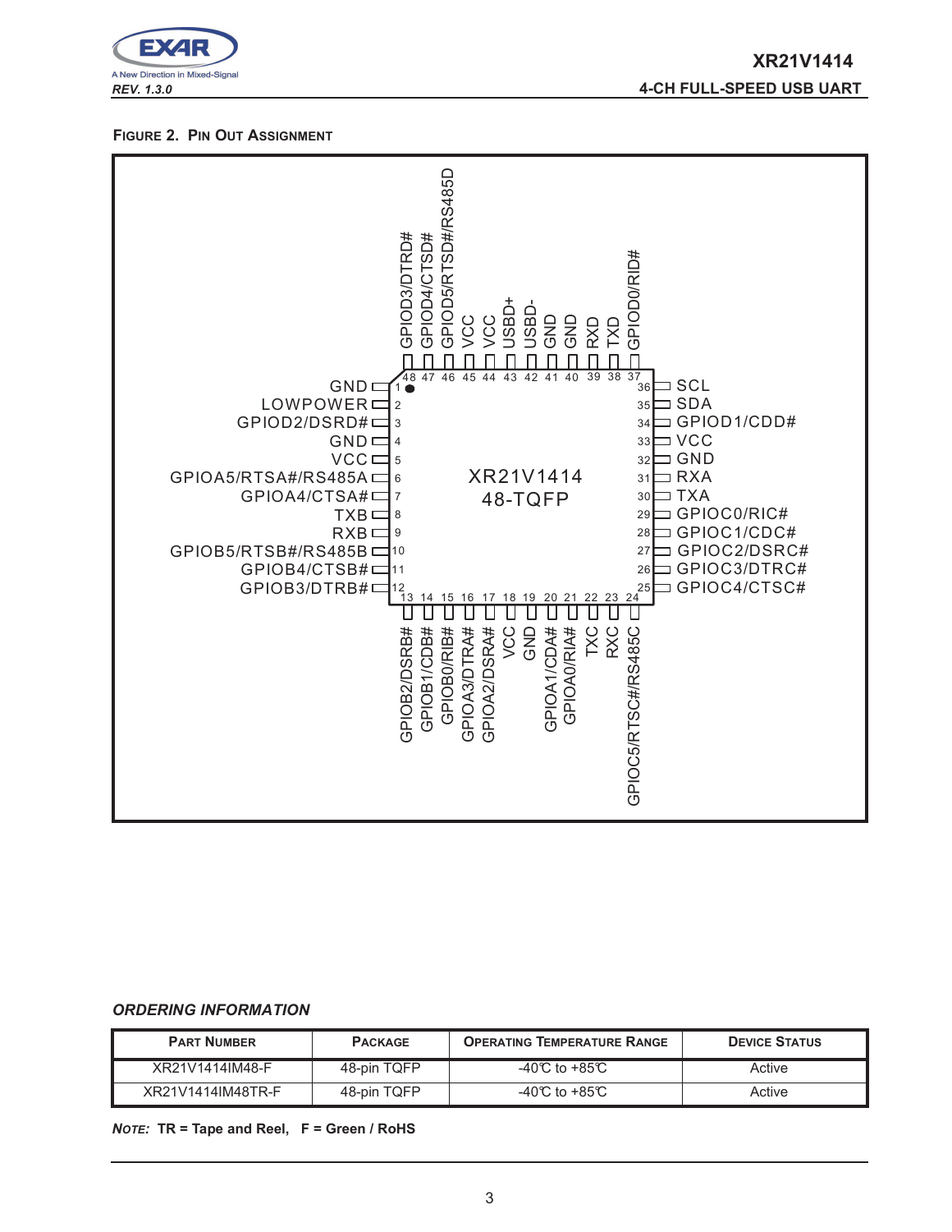**FIGURE 2. PIN OUT ASSIGNMENT**

XR21V1414 48-TQFP

| Pin | Name | Pin | Name |
|---|---|---|---|
| 1 | GND | 25 | GPIOC4/CTSC# |
| 2 | LOWPOWER | 26 | GPIOC3/DTRC# |
| 3 | GPIOD2/DSRD# | 27 | GPIOC2/DSRC# |
| 4 | GND | 28 | GPIOC1/CDC# |
| 5 | VCC | 29 | GPIOC0/RIC# |
| 6 | GPIOA5/RTSA#/RS485A | 30 | TXA |
| 7 | GPIOA4/CTSA# | 31 | RXA |
| 8 | TXB | 32 | GND |
| 9 | RXB | 33 | VCC |
| 10 | GPIOB5/RTSB#/RS485B | 34 | GPIOD1/CDD# |
| 11 | GPIOB4/CTSB# | 35 | SDA |
| 12 | GPIOB3/DTRB# | 36 | SCL |
| 13 | GPIOB2/DSRB# | 37 | GPIOD0/RID# |
| 14 | GPIOB1/CDB# | 38 | TXD |
| 15 | GPIOB0/RIB# | 39 | RXD |
| 16 | GPIOA3/DTRA# | 40 | GND |
| 17 | GPIOA2/DSRA# | 41 | GND |
| 18 | VCC | 42 | USBD- |
| 19 | GND | 43 | USBD+ |
| 20 | GPIOA1/CDA# | 44 | VCC |
| 21 | GPIOA0/RIA# | 45 | VCC |
| 22 | TXC | 46 | GPIOD5/RTSD#/RS485D |
| 23 | RXC | 47 | GPIOD4/CTSD# |
| 24 | GPIOC5/RTSC#/RS485C | 48 | GPIOD3/DTRD# |

### *ORDERING INFORMATION*

| PART NUMBER | PACKAGE | OPERATING TEMPERATURE RANGE | DEVICE STATUS |
|---|---|---|---|
| XR21V1414IM48-F | 48-pin TQFP | -40°C to +85°C | Active |
| XR21V1414IM48TR-F | 48-pin TQFP | -40°C to +85°C | Active |

***NOTE:*** **TR = Tape and Reel, F = Green / RoHS**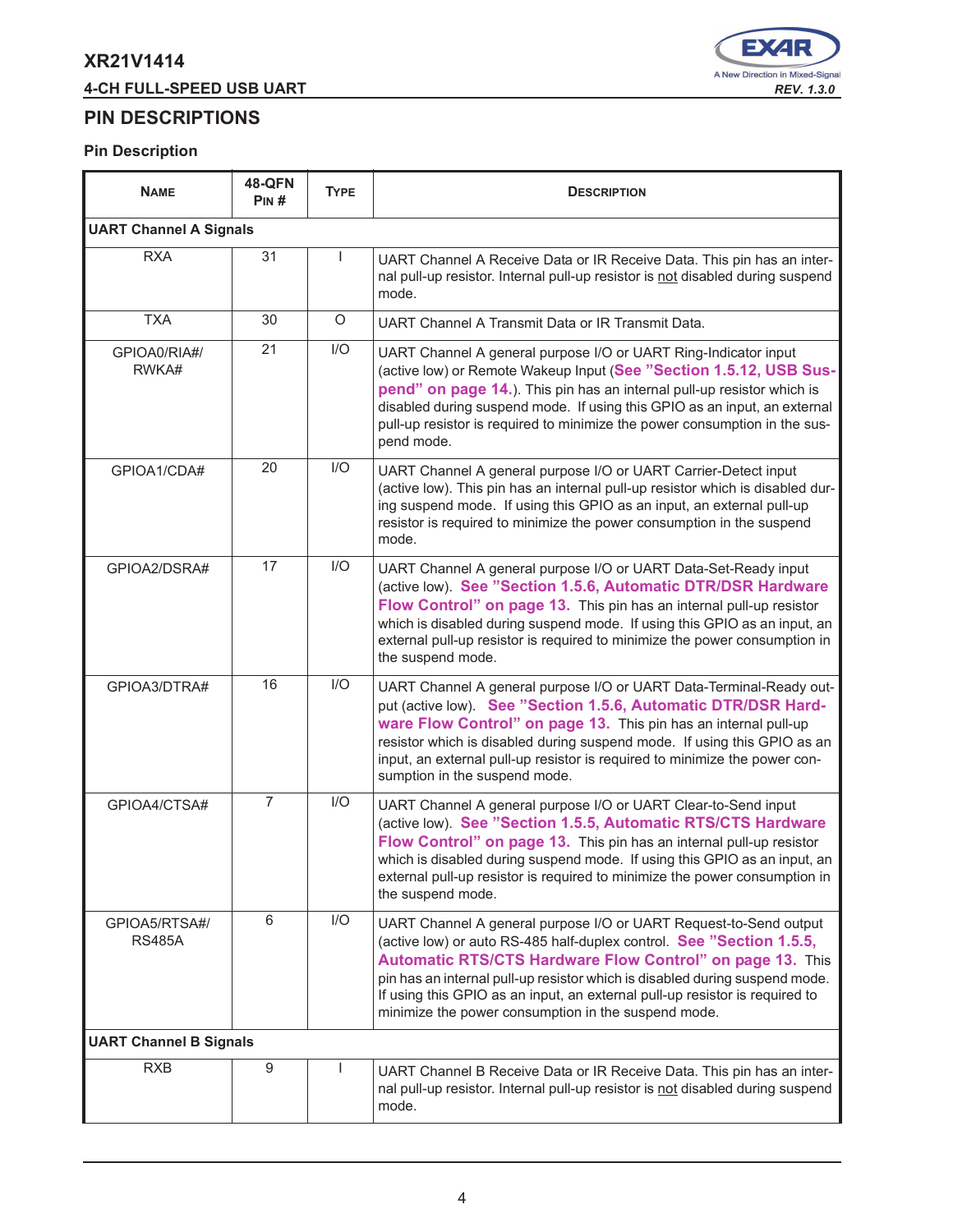## PIN DESCRIPTIONS

### Pin Description

| NAME | 48-QFN PIN # | TYPE | DESCRIPTION |
|---|---|---|---|
| **UART Channel A Signals** | | | |
| RXA | 31 | I | UART Channel A Receive Data or IR Receive Data. This pin has an internal pull-up resistor. Internal pull-up resistor is not disabled during suspend mode. |
| TXA | 30 | O | UART Channel A Transmit Data or IR Transmit Data. |
| GPIOA0/RIA#/ RWKA# | 21 | I/O | UART Channel A general purpose I/O or UART Ring-Indicator input (active low) or Remote Wakeup Input (**See "Section 1.5.12, USB Suspend" on page 14.**). This pin has an internal pull-up resistor which is disabled during suspend mode. If using this GPIO as an input, an external pull-up resistor is required to minimize the power consumption in the suspend mode. |
| GPIOA1/CDA# | 20 | I/O | UART Channel A general purpose I/O or UART Carrier-Detect input (active low). This pin has an internal pull-up resistor which is disabled during suspend mode. If using this GPIO as an input, an external pull-up resistor is required to minimize the power consumption in the suspend mode. |
| GPIOA2/DSRA# | 17 | I/O | UART Channel A general purpose I/O or UART Data-Set-Ready input (active low). **See "Section 1.5.6, Automatic DTR/DSR Hardware Flow Control" on page 13.** This pin has an internal pull-up resistor which is disabled during suspend mode. If using this GPIO as an input, an external pull-up resistor is required to minimize the power consumption in the suspend mode. |
| GPIOA3/DTRA# | 16 | I/O | UART Channel A general purpose I/O or UART Data-Terminal-Ready output (active low). **See "Section 1.5.6, Automatic DTR/DSR Hardware Flow Control" on page 13.** This pin has an internal pull-up resistor which is disabled during suspend mode. If using this GPIO as an input, an external pull-up resistor is required to minimize the power consumption in the suspend mode. |
| GPIOA4/CTSA# | 7 | I/O | UART Channel A general purpose I/O or UART Clear-to-Send input (active low). **See "Section 1.5.5, Automatic RTS/CTS Hardware Flow Control" on page 13.** This pin has an internal pull-up resistor which is disabled during suspend mode. If using this GPIO as an input, an external pull-up resistor is required to minimize the power consumption in the suspend mode. |
| GPIOA5/RTSA#/ RS485A | 6 | I/O | UART Channel A general purpose I/O or UART Request-to-Send output (active low) or auto RS-485 half-duplex control. **See "Section 1.5.5, Automatic RTS/CTS Hardware Flow Control" on page 13.** This pin has an internal pull-up resistor which is disabled during suspend mode. If using this GPIO as an input, an external pull-up resistor is required to minimize the power consumption in the suspend mode. |
| **UART Channel B Signals** | | | |
| RXB | 9 | I | UART Channel B Receive Data or IR Receive Data. This pin has an internal pull-up resistor. Internal pull-up resistor is not disabled during suspend mode. |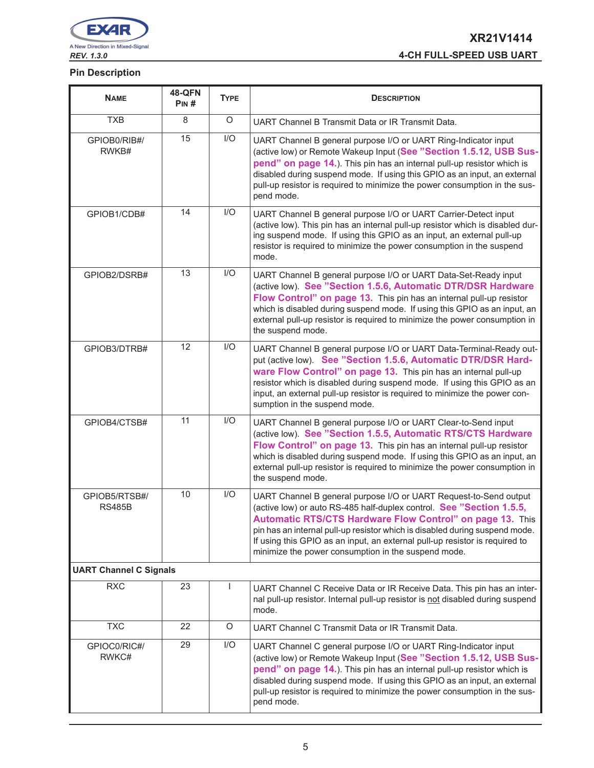## Pin Description

| Name | 48-QFN Pin # | Type | Description |
|---|---|---|---|
| TXB | 8 | O | UART Channel B Transmit Data or IR Transmit Data. |
| GPIOB0/RIB#/ RWKB# | 15 | I/O | UART Channel B general purpose I/O or UART Ring-Indicator input (active low) or Remote Wakeup Input (See "Section 1.5.12, USB Suspend" on page 14.). This pin has an internal pull-up resistor which is disabled during suspend mode. If using this GPIO as an input, an external pull-up resistor is required to minimize the power consumption in the suspend mode. |
| GPIOB1/CDB# | 14 | I/O | UART Channel B general purpose I/O or UART Carrier-Detect input (active low). This pin has an internal pull-up resistor which is disabled during suspend mode. If using this GPIO as an input, an external pull-up resistor is required to minimize the power consumption in the suspend mode. |
| GPIOB2/DSRB# | 13 | I/O | UART Channel B general purpose I/O or UART Data-Set-Ready input (active low). See "Section 1.5.6, Automatic DTR/DSR Hardware Flow Control" on page 13. This pin has an internal pull-up resistor which is disabled during suspend mode. If using this GPIO as an input, an external pull-up resistor is required to minimize the power consumption in the suspend mode. |
| GPIOB3/DTRB# | 12 | I/O | UART Channel B general purpose I/O or UART Data-Terminal-Ready output (active low). See "Section 1.5.6, Automatic DTR/DSR Hardware Flow Control" on page 13. This pin has an internal pull-up resistor which is disabled during suspend mode. If using this GPIO as an input, an external pull-up resistor is required to minimize the power consumption in the suspend mode. |
| GPIOB4/CTSB# | 11 | I/O | UART Channel B general purpose I/O or UART Clear-to-Send input (active low). See "Section 1.5.5, Automatic RTS/CTS Hardware Flow Control" on page 13. This pin has an internal pull-up resistor which is disabled during suspend mode. If using this GPIO as an input, an external pull-up resistor is required to minimize the power consumption in the suspend mode. |
| GPIOB5/RTSB#/ RS485B | 10 | I/O | UART Channel B general purpose I/O or UART Request-to-Send output (active low) or auto RS-485 half-duplex control. See "Section 1.5.5, Automatic RTS/CTS Hardware Flow Control" on page 13. This pin has an internal pull-up resistor which is disabled during suspend mode. If using this GPIO as an input, an external pull-up resistor is required to minimize the power consumption in the suspend mode. |
| **UART Channel C Signals** | | | |
| RXC | 23 | I | UART Channel C Receive Data or IR Receive Data. This pin has an internal pull-up resistor. Internal pull-up resistor is not disabled during suspend mode. |
| TXC | 22 | O | UART Channel C Transmit Data or IR Transmit Data. |
| GPIOC0/RIC#/ RWKC# | 29 | I/O | UART Channel C general purpose I/O or UART Ring-Indicator input (active low) or Remote Wakeup Input (See "Section 1.5.12, USB Suspend" on page 14.). This pin has an internal pull-up resistor which is disabled during suspend mode. If using this GPIO as an input, an external pull-up resistor is required to minimize the power consumption in the suspend mode. |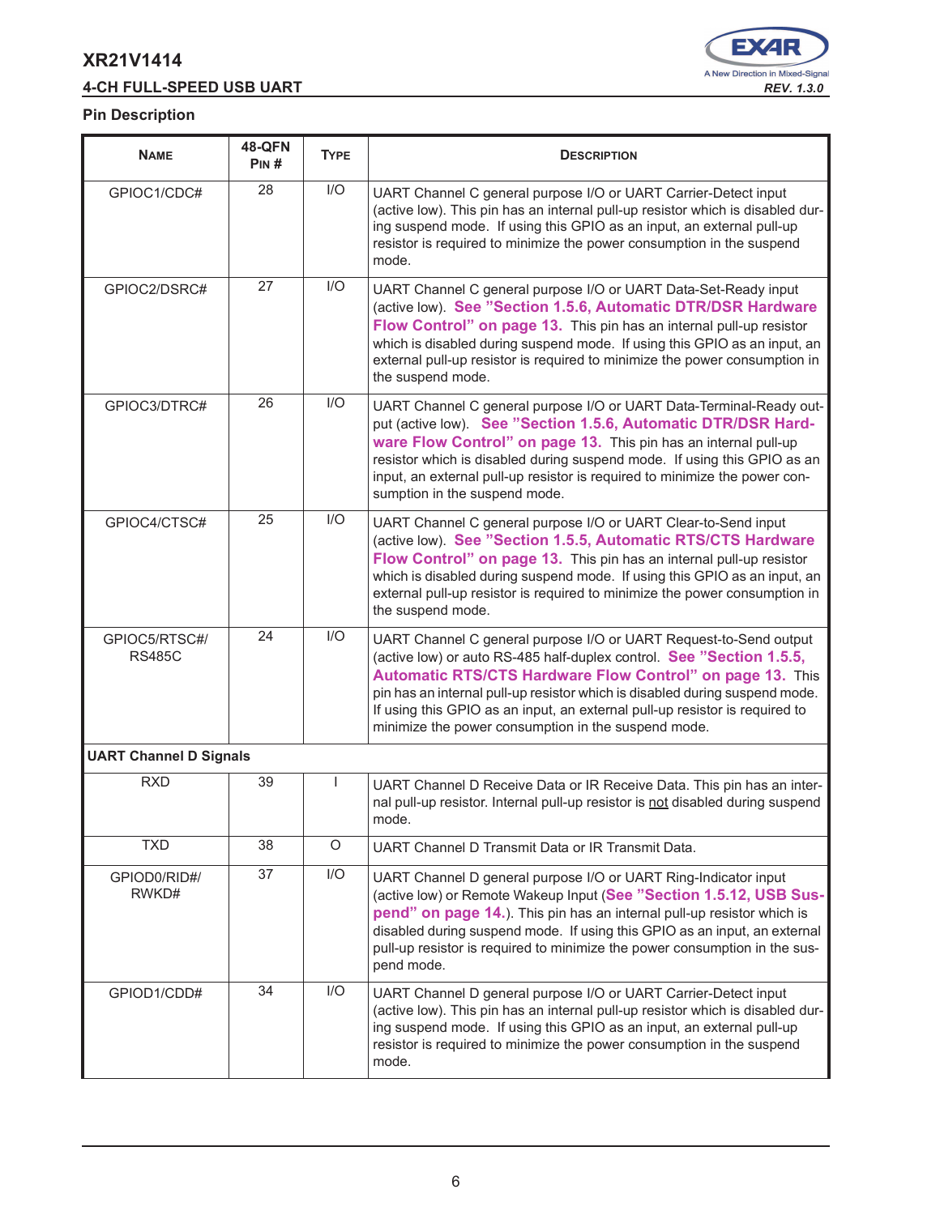## Pin Description

| NAME | 48-QFN PIN # | TYPE | DESCRIPTION |
|---|---|---|---|
| GPIOC1/CDC# | 28 | I/O | UART Channel C general purpose I/O or UART Carrier-Detect input (active low). This pin has an internal pull-up resistor which is disabled during suspend mode. If using this GPIO as an input, an external pull-up resistor is required to minimize the power consumption in the suspend mode. |
| GPIOC2/DSRC# | 27 | I/O | UART Channel C general purpose I/O or UART Data-Set-Ready input (active low). **See "Section 1.5.6, Automatic DTR/DSR Hardware Flow Control" on page 13.** This pin has an internal pull-up resistor which is disabled during suspend mode. If using this GPIO as an input, an external pull-up resistor is required to minimize the power consumption in the suspend mode. |
| GPIOC3/DTRC# | 26 | I/O | UART Channel C general purpose I/O or UART Data-Terminal-Ready output (active low). **See "Section 1.5.6, Automatic DTR/DSR Hardware Flow Control" on page 13.** This pin has an internal pull-up resistor which is disabled during suspend mode. If using this GPIO as an input, an external pull-up resistor is required to minimize the power consumption in the suspend mode. |
| GPIOC4/CTSC# | 25 | I/O | UART Channel C general purpose I/O or UART Clear-to-Send input (active low). **See "Section 1.5.5, Automatic RTS/CTS Hardware Flow Control" on page 13.** This pin has an internal pull-up resistor which is disabled during suspend mode. If using this GPIO as an input, an external pull-up resistor is required to minimize the power consumption in the suspend mode. |
| GPIOC5/RTSC#/ RS485C | 24 | I/O | UART Channel C general purpose I/O or UART Request-to-Send output (active low) or auto RS-485 half-duplex control. **See "Section 1.5.5, Automatic RTS/CTS Hardware Flow Control" on page 13.** This pin has an internal pull-up resistor which is disabled during suspend mode. If using this GPIO as an input, an external pull-up resistor is required to minimize the power consumption in the suspend mode. |
| **UART Channel D Signals** | | | |
| RXD | 39 | I | UART Channel D Receive Data or IR Receive Data. This pin has an internal pull-up resistor. Internal pull-up resistor is not disabled during suspend mode. |
| TXD | 38 | O | UART Channel D Transmit Data or IR Transmit Data. |
| GPIOD0/RID#/ RWKD# | 37 | I/O | UART Channel D general purpose I/O or UART Ring-Indicator input (active low) or Remote Wakeup Input (**See "Section 1.5.12, USB Suspend" on page 14.**). This pin has an internal pull-up resistor which is disabled during suspend mode. If using this GPIO as an input, an external pull-up resistor is required to minimize the power consumption in the suspend mode. |
| GPIOD1/CDD# | 34 | I/O | UART Channel D general purpose I/O or UART Carrier-Detect input (active low). This pin has an internal pull-up resistor which is disabled during suspend mode. If using this GPIO as an input, an external pull-up resistor is required to minimize the power consumption in the suspend mode. |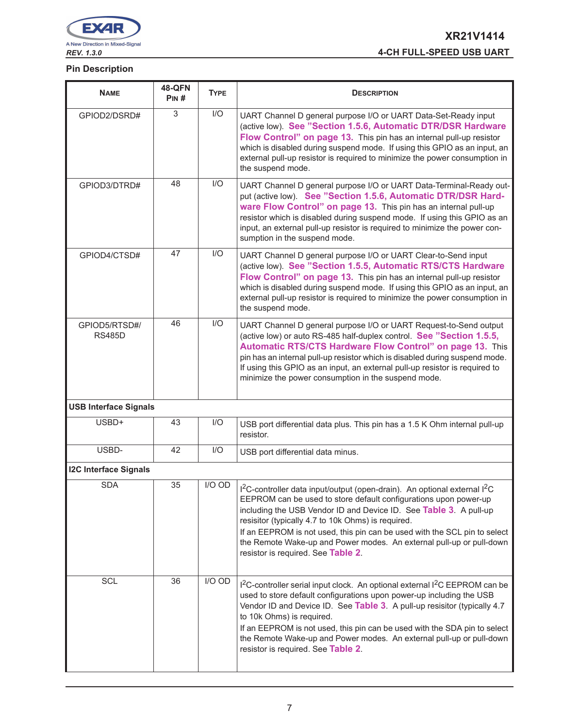## Pin Description

| Name | 48-QFN Pin # | Type | Description |
|---|---|---|---|
| GPIOD2/DSRD# | 3 | I/O | UART Channel D general purpose I/O or UART Data-Set-Ready input (active low). See "Section 1.5.6, Automatic DTR/DSR Hardware Flow Control" on page 13. This pin has an internal pull-up resistor which is disabled during suspend mode. If using this GPIO as an input, an external pull-up resistor is required to minimize the power consumption in the suspend mode. |
| GPIOD3/DTRD# | 48 | I/O | UART Channel D general purpose I/O or UART Data-Terminal-Ready output (active low). See "Section 1.5.6, Automatic DTR/DSR Hardware Flow Control" on page 13. This pin has an internal pull-up resistor which is disabled during suspend mode. If using this GPIO as an input, an external pull-up resistor is required to minimize the power consumption in the suspend mode. |
| GPIOD4/CTSD# | 47 | I/O | UART Channel D general purpose I/O or UART Clear-to-Send input (active low). See "Section 1.5.5, Automatic RTS/CTS Hardware Flow Control" on page 13. This pin has an internal pull-up resistor which is disabled during suspend mode. If using this GPIO as an input, an external pull-up resistor is required to minimize the power consumption in the suspend mode. |
| GPIOD5/RTSD#/ RS485D | 46 | I/O | UART Channel D general purpose I/O or UART Request-to-Send output (active low) or auto RS-485 half-duplex control. See "Section 1.5.5, Automatic RTS/CTS Hardware Flow Control" on page 13. This pin has an internal pull-up resistor which is disabled during suspend mode. If using this GPIO as an input, an external pull-up resistor is required to minimize the power consumption in the suspend mode. |
| **USB Interface Signals** | | | |
| USBD+ | 43 | I/O | USB port differential data plus. This pin has a 1.5 K Ohm internal pull-up resistor. |
| USBD- | 42 | I/O | USB port differential data minus. |
| **I2C Interface Signals** | | | |
| SDA | 35 | I/O OD | I$^2$C-controller data input/output (open-drain). An optional external I$^2$C EEPROM can be used to store default configurations upon power-up including the USB Vendor ID and Device ID. See Table 3. A pull-up resisitor (typically 4.7 to 10k Ohms) is required. If an EEPROM is not used, this pin can be used with the SCL pin to select the Remote Wake-up and Power modes. An external pull-up or pull-down resistor is required. See Table 2. |
| SCL | 36 | I/O OD | I$^2$C-controller serial input clock. An optional external I$^2$C EEPROM can be used to store default configurations upon power-up including the USB Vendor ID and Device ID. See Table 3. A pull-up resisitor (typically 4.7 to 10k Ohms) is required. If an EEPROM is not used, this pin can be used with the SDA pin to select the Remote Wake-up and Power modes. An external pull-up or pull-down resistor is required. See Table 2. |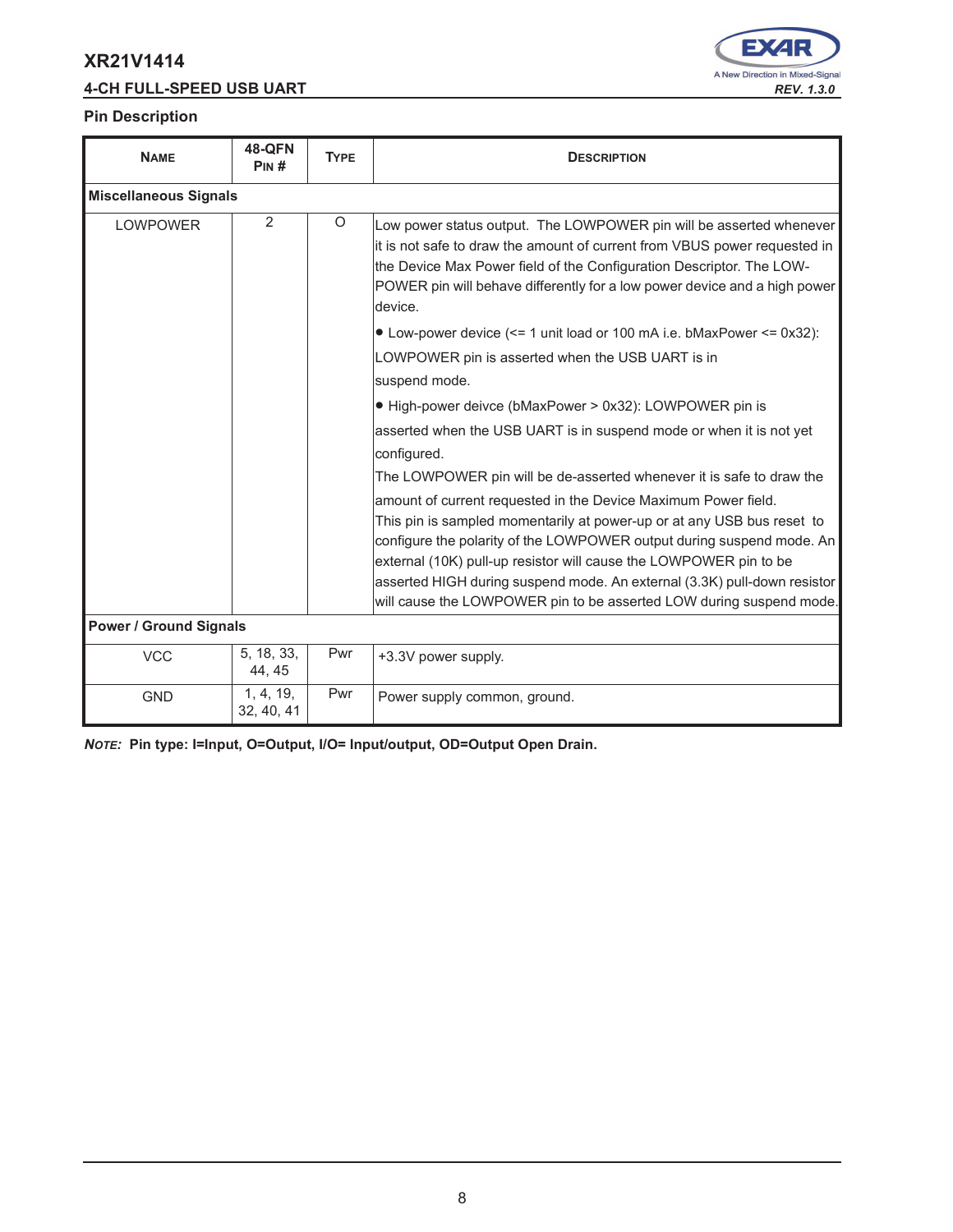## Pin Description

| NAME | 48-QFN PIN # | TYPE | DESCRIPTION |
|---|---|---|---|
| **Miscellaneous Signals** | | | |
| LOWPOWER | 2 | O | Low power status output. The LOWPOWER pin will be asserted whenever it is not safe to draw the amount of current from VBUS power requested in the Device Max Power field of the Configuration Descriptor. The LOW-POWER pin will behave differently for a low power device and a high power device.<br>● Low-power device (<= 1 unit load or 100 mA i.e. bMaxPower <= 0x32): LOWPOWER pin is asserted when the USB UART is in suspend mode.<br>● High-power deivce (bMaxPower > 0x32): LOWPOWER pin is asserted when the USB UART is in suspend mode or when it is not yet configured.<br>The LOWPOWER pin will be de-asserted whenever it is safe to draw the amount of current requested in the Device Maximum Power field.<br>This pin is sampled momentarily at power-up or at any USB bus reset to configure the polarity of the LOWPOWER output during suspend mode. An external (10K) pull-up resistor will cause the LOWPOWER pin to be asserted HIGH during suspend mode. An external (3.3K) pull-down resistor will cause the LOWPOWER pin to be asserted LOW during suspend mode. |
| **Power / Ground Signals** | | | |
| VCC | 5, 18, 33, 44, 45 | Pwr | +3.3V power supply. |
| GND | 1, 4, 19, 32, 40, 41 | Pwr | Power supply common, ground. |

***NOTE:*** **Pin type: I=Input, O=Output, I/O= Input/output, OD=Output Open Drain.**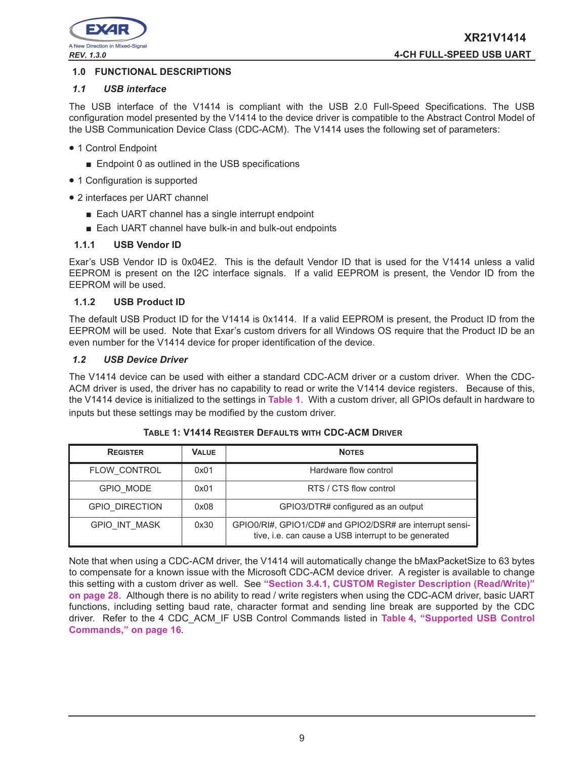## 1.0 FUNCTIONAL DESCRIPTIONS

### *1.1 USB interface*

The USB interface of the V1414 is compliant with the USB 2.0 Full-Speed Specifications. The USB configuration model presented by the V1414 to the device driver is compatible to the Abstract Control Model of the USB Communication Device Class (CDC-ACM). The V1414 uses the following set of parameters:

- 1 Control Endpoint
  - Endpoint 0 as outlined in the USB specifications
- 1 Configuration is supported
- 2 interfaces per UART channel
  - Each UART channel has a single interrupt endpoint
  - Each UART channel have bulk-in and bulk-out endpoints

#### 1.1.1 USB Vendor ID

Exar's USB Vendor ID is 0x04E2. This is the default Vendor ID that is used for the V1414 unless a valid EEPROM is present on the I2C interface signals. If a valid EEPROM is present, the Vendor ID from the EEPROM will be used.

#### 1.1.2 USB Product ID

The default USB Product ID for the V1414 is 0x1414. If a valid EEPROM is present, the Product ID from the EEPROM will be used. Note that Exar's custom drivers for all Windows OS require that the Product ID be an even number for the V1414 device for proper identification of the device.

### *1.2 USB Device Driver*

The V1414 device can be used with either a standard CDC-ACM driver or a custom driver. When the CDC-ACM driver is used, the driver has no capability to read or write the V1414 device registers. Because of this, the V1414 device is initialized to the settings in **Table 1**. With a custom driver, all GPIOs default in hardware to inputs but these settings may be modified by the custom driver.

**TABLE 1: V1414 REGISTER DEFAULTS WITH CDC-ACM DRIVER**

| REGISTER | VALUE | NOTES |
|---|---|---|
| FLOW_CONTROL | 0x01 | Hardware flow control |
| GPIO_MODE | 0x01 | RTS / CTS flow control |
| GPIO_DIRECTION | 0x08 | GPIO3/DTR# configured as an output |
| GPIO_INT_MASK | 0x30 | GPIO0/RI#, GPIO1/CD# and GPIO2/DSR# are interrupt sensitive, i.e. can cause a USB interrupt to be generated |

Note that when using a CDC-ACM driver, the V1414 will automatically change the bMaxPacketSize to 63 bytes to compensate for a known issue with the Microsoft CDC-ACM device driver. A register is available to change this setting with a custom driver as well. See **"Section 3.4.1, CUSTOM Register Description (Read/Write)" on page 28**. Although there is no ability to read / write registers when using the CDC-ACM driver, basic UART functions, including setting baud rate, character format and sending line break are supported by the CDC driver. Refer to the 4 CDC_ACM_IF USB Control Commands listed in **Table 4, "Supported USB Control Commands," on page 16**.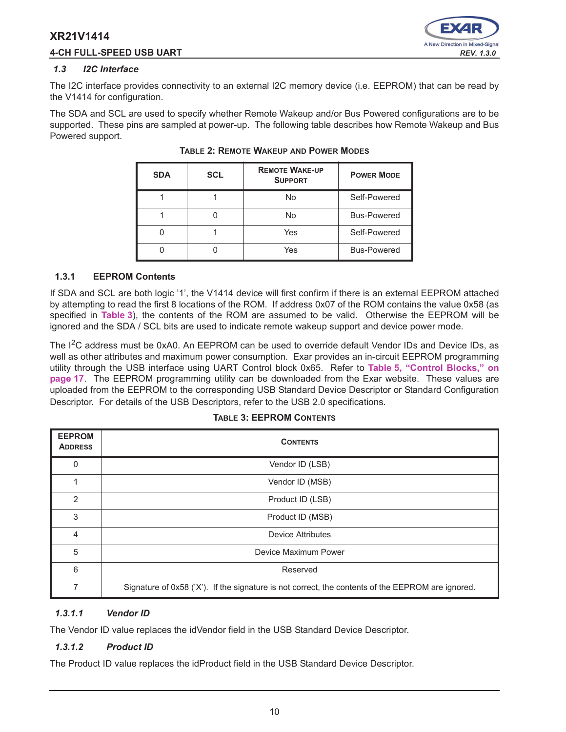### 1.3 I2C Interface

The I2C interface provides connectivity to an external I2C memory device (i.e. EEPROM) that can be read by the V1414 for configuration.

The SDA and SCL are used to specify whether Remote Wakeup and/or Bus Powered configurations are to be supported. These pins are sampled at power-up. The following table describes how Remote Wakeup and Bus Powered support.

**TABLE 2: REMOTE WAKEUP AND POWER MODES**

| SDA | SCL | REMOTE WAKE-UP SUPPORT | POWER MODE |
|---|---|---|---|
| 1 | 1 | No | Self-Powered |
| 1 | 0 | No | Bus-Powered |
| 0 | 1 | Yes | Self-Powered |
| 0 | 0 | Yes | Bus-Powered |

#### 1.3.1 EEPROM Contents

If SDA and SCL are both logic '1', the V1414 device will first confirm if there is an external EEPROM attached by attempting to read the first 8 locations of the ROM. If address 0x07 of the ROM contains the value 0x58 (as specified in **Table 3**), the contents of the ROM are assumed to be valid. Otherwise the EEPROM will be ignored and the SDA / SCL bits are used to indicate remote wakeup support and device power mode.

The I$^2$C address must be 0xA0. An EEPROM can be used to override default Vendor IDs and Device IDs, as well as other attributes and maximum power consumption. Exar provides an in-circuit EEPROM programming utility through the USB interface using UART Control block 0x65. Refer to **Table 5, "Control Blocks," on page 17**. The EEPROM programming utility can be downloaded from the Exar website. These values are uploaded from the EEPROM to the corresponding USB Standard Device Descriptor or Standard Configuration Descriptor. For details of the USB Descriptors, refer to the USB 2.0 specifications.

**TABLE 3: EEPROM CONTENTS**

| EEPROM ADDRESS | CONTENTS |
|---|---|
| 0 | Vendor ID (LSB) |
| 1 | Vendor ID (MSB) |
| 2 | Product ID (LSB) |
| 3 | Product ID (MSB) |
| 4 | Device Attributes |
| 5 | Device Maximum Power |
| 6 | Reserved |
| 7 | Signature of 0x58 ('X'). If the signature is not correct, the contents of the EEPROM are ignored. |

##### 1.3.1.1 Vendor ID

The Vendor ID value replaces the idVendor field in the USB Standard Device Descriptor.

##### 1.3.1.2 Product ID

The Product ID value replaces the idProduct field in the USB Standard Device Descriptor.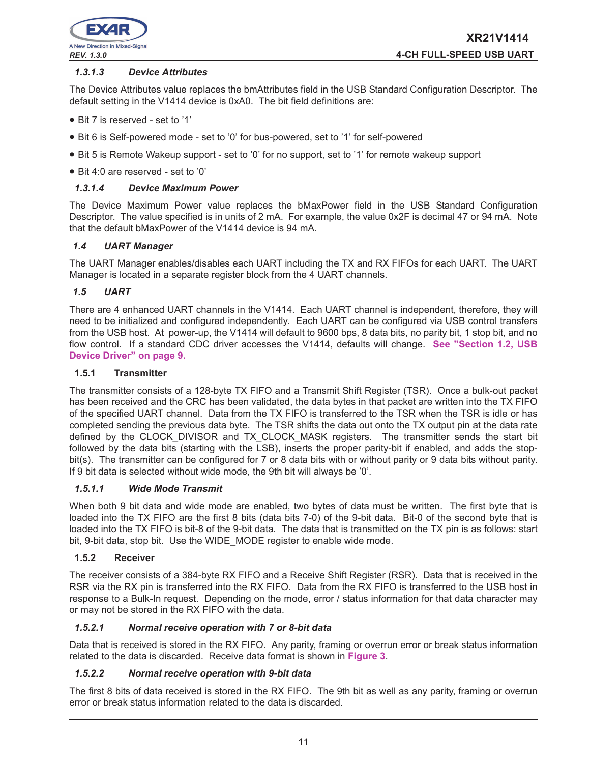### *1.3.1.3 Device Attributes*

The Device Attributes value replaces the bmAttributes field in the USB Standard Configuration Descriptor. The default setting in the V1414 device is 0xA0. The bit field definitions are:

- Bit 7 is reserved - set to '1'
- Bit 6 is Self-powered mode - set to '0' for bus-powered, set to '1' for self-powered
- Bit 5 is Remote Wakeup support - set to '0' for no support, set to '1' for remote wakeup support
- Bit 4:0 are reserved - set to '0'

### *1.3.1.4 Device Maximum Power*

The Device Maximum Power value replaces the bMaxPower field in the USB Standard Configuration Descriptor. The value specified is in units of 2 mA. For example, the value 0x2F is decimal 47 or 94 mA. Note that the default bMaxPower of the V1414 device is 94 mA.

## *1.4 UART Manager*

The UART Manager enables/disables each UART including the TX and RX FIFOs for each UART. The UART Manager is located in a separate register block from the 4 UART channels.

## *1.5 UART*

There are 4 enhanced UART channels in the V1414. Each UART channel is independent, therefore, they will need to be initialized and configured independently. Each UART can be configured via USB control transfers from the USB host. At power-up, the V1414 will default to 9600 bps, 8 data bits, no parity bit, 1 stop bit, and no flow control. If a standard CDC driver accesses the V1414, defaults will change. **See "Section 1.2, USB Device Driver" on page 9.**

### 1.5.1 Transmitter

The transmitter consists of a 128-byte TX FIFO and a Transmit Shift Register (TSR). Once a bulk-out packet has been received and the CRC has been validated, the data bytes in that packet are written into the TX FIFO of the specified UART channel. Data from the TX FIFO is transferred to the TSR when the TSR is idle or has completed sending the previous data byte. The TSR shifts the data out onto the TX output pin at the data rate defined by the CLOCK_DIVISOR and TX_CLOCK_MASK registers. The transmitter sends the start bit followed by the data bits (starting with the LSB), inserts the proper parity-bit if enabled, and adds the stop-bit(s). The transmitter can be configured for 7 or 8 data bits with or without parity or 9 data bits without parity. If 9 bit data is selected without wide mode, the 9th bit will always be '0'.

#### *1.5.1.1 Wide Mode Transmit*

When both 9 bit data and wide mode are enabled, two bytes of data must be written. The first byte that is loaded into the TX FIFO are the first 8 bits (data bits 7-0) of the 9-bit data. Bit-0 of the second byte that is loaded into the TX FIFO is bit-8 of the 9-bit data. The data that is transmitted on the TX pin is as follows: start bit, 9-bit data, stop bit. Use the WIDE_MODE register to enable wide mode.

### 1.5.2 Receiver

The receiver consists of a 384-byte RX FIFO and a Receive Shift Register (RSR). Data that is received in the RSR via the RX pin is transferred into the RX FIFO. Data from the RX FIFO is transferred to the USB host in response to a Bulk-In request. Depending on the mode, error / status information for that data character may or may not be stored in the RX FIFO with the data.

#### *1.5.2.1 Normal receive operation with 7 or 8-bit data*

Data that is received is stored in the RX FIFO. Any parity, framing or overrun error or break status information related to the data is discarded. Receive data format is shown in **Figure 3**.

#### *1.5.2.2 Normal receive operation with 9-bit data*

The first 8 bits of data received is stored in the RX FIFO. The 9th bit as well as any parity, framing or overrun error or break status information related to the data is discarded.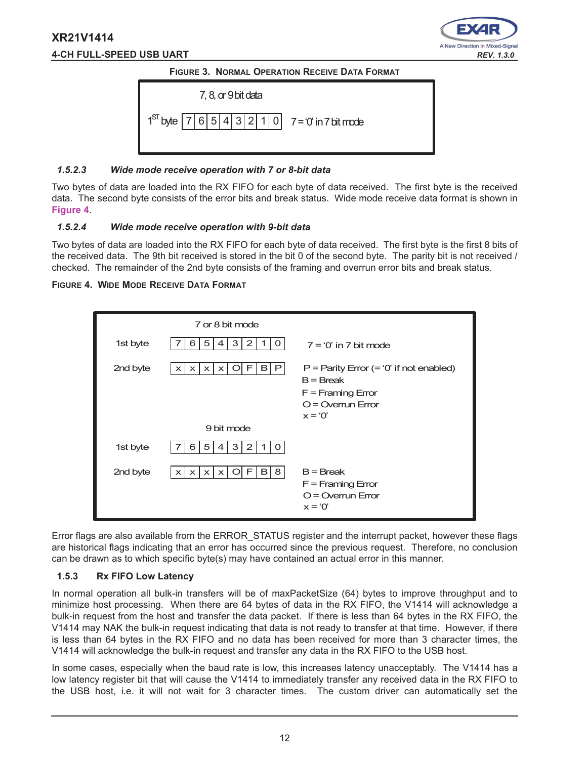**FIGURE 3. NORMAL OPERATION RECEIVE DATA FORMAT**

| | 7, 8, or 9 bit data | |
|---|---|---|
| 1[ST] byte | 7 \| 6 \| 5 \| 4 \| 3 \| 2 \| 1 \| 0 | 7 = '0' in 7 bit mode |

#### *1.5.2.3 Wide mode receive operation with 7 or 8-bit data*

Two bytes of data are loaded into the RX FIFO for each byte of data received. The first byte is the received data. The second byte consists of the error bits and break status. Wide mode receive data format is shown in Figure 4.

#### *1.5.2.4 Wide mode receive operation with 9-bit data*

Two bytes of data are loaded into the RX FIFO for each byte of data received. The first byte is the first 8 bits of the received data. The 9th bit received is stored in the bit 0 of the second byte. The parity bit is not received / checked. The remainder of the 2nd byte consists of the framing and overrun error bits and break status.

**FIGURE 4. WIDE MODE RECEIVE DATA FORMAT**

**7 or 8 bit mode**

| Byte | Bit 7 | Bit 6 | Bit 5 | Bit 4 | Bit 3 | Bit 2 | Bit 1 | Bit 0 | Notes |
|---|---|---|---|---|---|---|---|---|---|
| 1st byte | 7 | 6 | 5 | 4 | 3 | 2 | 1 | 0 | 7 = '0' in 7 bit mode |
| 2nd byte | x | x | x | x | O | F | B | P | P = Parity Error (= '0' if not enabled)<br>B = Break<br>F = Framing Error<br>O = Overrun Error<br>x = '0' |

**9 bit mode**

| Byte | Bit 7 | Bit 6 | Bit 5 | Bit 4 | Bit 3 | Bit 2 | Bit 1 | Bit 0 | Notes |
|---|---|---|---|---|---|---|---|---|---|
| 1st byte | 7 | 6 | 5 | 4 | 3 | 2 | 1 | 0 | |
| 2nd byte | x | x | x | x | O | F | B | 8 | B = Break<br>F = Framing Error<br>O = Overrun Error<br>x = '0' |

Error flags are also available from the ERROR_STATUS register and the interrupt packet, however these flags are historical flags indicating that an error has occurred since the previous request. Therefore, no conclusion can be drawn as to which specific byte(s) may have contained an actual error in this manner.

### 1.5.3 Rx FIFO Low Latency

In normal operation all bulk-in transfers will be of maxPacketSize (64) bytes to improve throughput and to minimize host processing. When there are 64 bytes of data in the RX FIFO, the V1414 will acknowledge a bulk-in request from the host and transfer the data packet. If there is less than 64 bytes in the RX FIFO, the V1414 may NAK the bulk-in request indicating that data is not ready to transfer at that time. However, if there is less than 64 bytes in the RX FIFO and no data has been received for more than 3 character times, the V1414 will acknowledge the bulk-in request and transfer any data in the RX FIFO to the USB host.

In some cases, especially when the baud rate is low, this increases latency unacceptably. The V1414 has a low latency register bit that will cause the V1414 to immediately transfer any received data in the RX FIFO to the USB host, i.e. it will not wait for 3 character times. The custom driver can automatically set the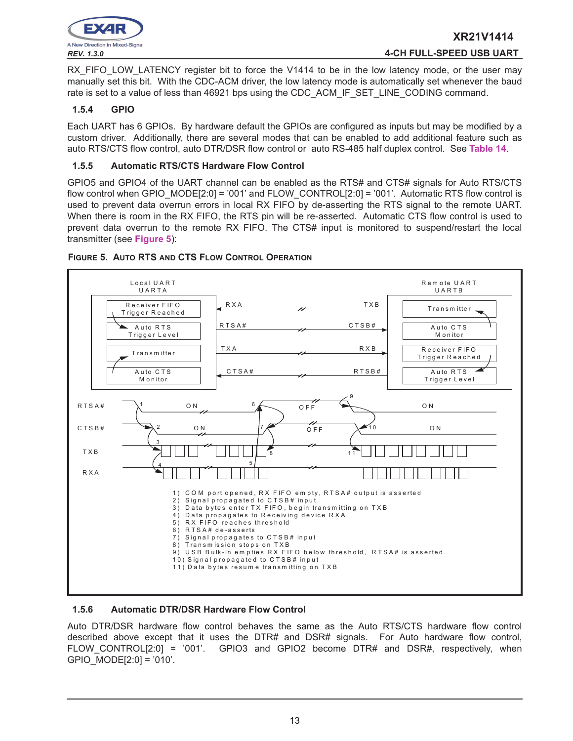RX_FIFO_LOW_LATENCY register bit to force the V1414 to be in the low latency mode, or the user may manually set this bit. With the CDC-ACM driver, the low latency mode is automatically set whenever the baud rate is set to a value of less than 46921 bps using the CDC_ACM_IF_SET_LINE_CODING command.

### 1.5.4 GPIO

Each UART has 6 GPIOs. By hardware default the GPIOs are configured as inputs but may be modified by a custom driver. Additionally, there are several modes that can be enabled to add additional feature such as auto RTS/CTS flow control, auto DTR/DSR flow control or auto RS-485 half duplex control. See Table 14.

### 1.5.5 Automatic RTS/CTS Hardware Flow Control

GPIO5 and GPIO4 of the UART channel can be enabled as the RTS# and CTS# signals for Auto RTS/CTS flow control when GPIO_MODE[2:0] = '001' and FLOW_CONTROL[2:0] = '001'. Automatic RTS flow control is used to prevent data overrun errors in local RX FIFO by de-asserting the RTS signal to the remote UART. When there is room in the RX FIFO, the RTS pin will be re-asserted. Automatic CTS flow control is used to prevent data overrun to the remote RX FIFO. The CTS# input is monitored to suspend/restart the local transmitter (see Figure 5):

FIGURE 5. AUTO RTS AND CTS FLOW CONTROL OPERATION

Local UART UARTA: Receiver FIFO Trigger Reached; Auto RTS Trigger Level; Transmitter; Auto CTS Monitor

Remote UART UARTB: Transmitter; Auto CTS Monitor; Receiver FIFO Trigger Reached; Auto RTS Trigger Level

Signals: RXA ← TXB; RTSA# → CTSB#; TXA → RXB; CTSA# ← RTSB#

Timing waveforms: RTSA# (ON, OFF, ON), CTSB# (ON, OFF, ON), TXB, RXA

1) COM port opened, RX FIFO empty, RTSA# output is asserted
2) Signal propagated to CTSB# input
3) Data bytes enter TX FIFO, begin transmitting on TXB
4) Data propagates to Receiving device RXA
5) RX FIFO reaches threshold
6) RTSA# de-asserts
7) Signal propagates to CTSB# input
8) Transmission stops on TXB
9) USB Bulk-In empties RX FIFO below threshold, RTSA# is asserted
10) Signal propagated to CTSB# input
11) Data bytes resume transmitting on TXB

### 1.5.6 Automatic DTR/DSR Hardware Flow Control

Auto DTR/DSR hardware flow control behaves the same as the Auto RTS/CTS hardware flow control described above except that it uses the DTR# and DSR# signals. For Auto hardware flow control, FLOW_CONTROL[2:0] = '001'. GPIO3 and GPIO2 become DTR# and DSR#, respectively, when GPIO_MODE[2:0] = '010'.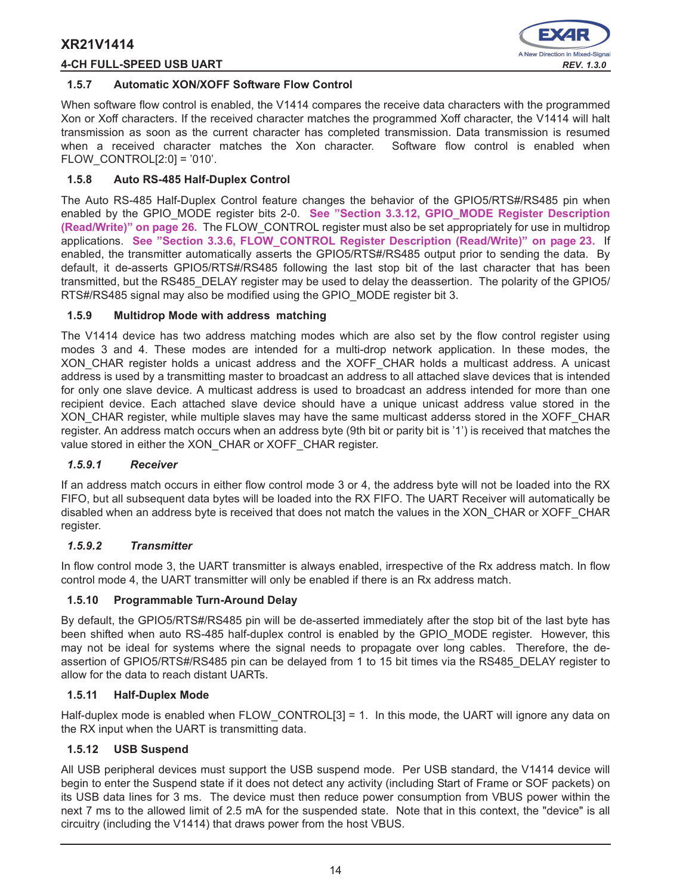### 1.5.7 Automatic XON/XOFF Software Flow Control

When software flow control is enabled, the V1414 compares the receive data characters with the programmed Xon or Xoff characters. If the received character matches the programmed Xoff character, the V1414 will halt transmission as soon as the current character has completed transmission. Data transmission is resumed when a received character matches the Xon character. Software flow control is enabled when FLOW_CONTROL[2:0] = '010'.

### 1.5.8 Auto RS-485 Half-Duplex Control

The Auto RS-485 Half-Duplex Control feature changes the behavior of the GPIO5/RTS#/RS485 pin when enabled by the GPIO_MODE register bits 2-0. **See "Section 3.3.12, GPIO_MODE Register Description (Read/Write)" on page 26.** The FLOW_CONTROL register must also be set appropriately for use in multidrop applications. **See "Section 3.3.6, FLOW_CONTROL Register Description (Read/Write)" on page 23.** If enabled, the transmitter automatically asserts the GPIO5/RTS#/RS485 output prior to sending the data. By default, it de-asserts GPIO5/RTS#/RS485 following the last stop bit of the last character that has been transmitted, but the RS485_DELAY register may be used to delay the deassertion. The polarity of the GPIO5/RTS#/RS485 signal may also be modified using the GPIO_MODE register bit 3.

### 1.5.9 Multidrop Mode with address matching

The V1414 device has two address matching modes which are also set by the flow control register using modes 3 and 4. These modes are intended for a multi-drop network application. In these modes, the XON_CHAR register holds a unicast address and the XOFF_CHAR holds a multicast address. A unicast address is used by a transmitting master to broadcast an address to all attached slave devices that is intended for only one slave device. A multicast address is used to broadcast an address intended for more than one recipient device. Each attached slave device should have a unique unicast address value stored in the XON_CHAR register, while multiple slaves may have the same multicast adderss stored in the XOFF_CHAR register. An address match occurs when an address byte (9th bit or parity bit is '1') is received that matches the value stored in either the XON_CHAR or XOFF_CHAR register.

#### *1.5.9.1 Receiver*

If an address match occurs in either flow control mode 3 or 4, the address byte will not be loaded into the RX FIFO, but all subsequent data bytes will be loaded into the RX FIFO. The UART Receiver will automatically be disabled when an address byte is received that does not match the values in the XON_CHAR or XOFF_CHAR register.

#### *1.5.9.2 Transmitter*

In flow control mode 3, the UART transmitter is always enabled, irrespective of the Rx address match. In flow control mode 4, the UART transmitter will only be enabled if there is an Rx address match.

### 1.5.10 Programmable Turn-Around Delay

By default, the GPIO5/RTS#/RS485 pin will be de-asserted immediately after the stop bit of the last byte has been shifted when auto RS-485 half-duplex control is enabled by the GPIO_MODE register. However, this may not be ideal for systems where the signal needs to propagate over long cables. Therefore, the de-assertion of GPIO5/RTS#/RS485 pin can be delayed from 1 to 15 bit times via the RS485_DELAY register to allow for the data to reach distant UARTs.

### 1.5.11 Half-Duplex Mode

Half-duplex mode is enabled when FLOW_CONTROL[3] = 1. In this mode, the UART will ignore any data on the RX input when the UART is transmitting data.

### 1.5.12 USB Suspend

All USB peripheral devices must support the USB suspend mode. Per USB standard, the V1414 device will begin to enter the Suspend state if it does not detect any activity (including Start of Frame or SOF packets) on its USB data lines for 3 ms. The device must then reduce power consumption from VBUS power within the next 7 ms to the allowed limit of 2.5 mA for the suspended state. Note that in this context, the "device" is all circuitry (including the V1414) that draws power from the host VBUS.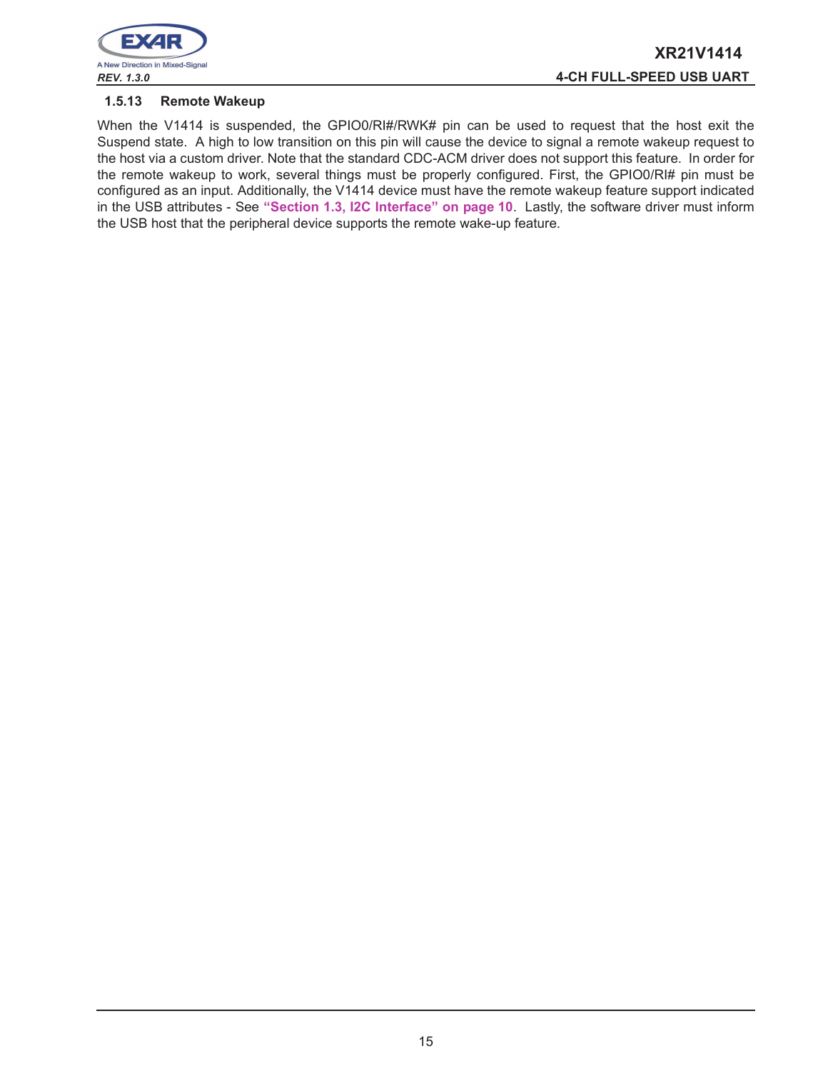### 1.5.13 Remote Wakeup

When the V1414 is suspended, the GPIO0/RI#/RWK# pin can be used to request that the host exit the Suspend state. A high to low transition on this pin will cause the device to signal a remote wakeup request to the host via a custom driver. Note that the standard CDC-ACM driver does not support this feature. In order for the remote wakeup to work, several things must be properly configured. First, the GPIO0/RI# pin must be configured as an input. Additionally, the V1414 device must have the remote wakeup feature support indicated in the USB attributes - See **"Section 1.3, I2C Interface" on page 10**. Lastly, the software driver must inform the USB host that the peripheral device supports the remote wake-up feature.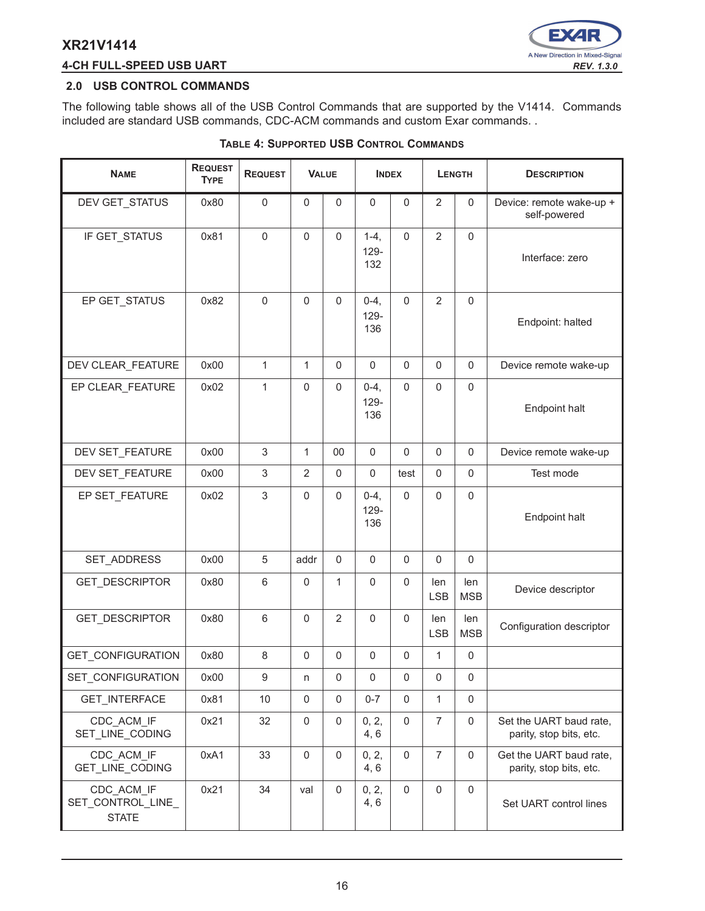## 2.0 USB CONTROL COMMANDS

The following table shows all of the USB Control Commands that are supported by the V1414. Commands included are standard USB commands, CDC-ACM commands and custom Exar commands. .

**TABLE 4: SUPPORTED USB CONTROL COMMANDS**

| Name | Request Type | Request | Value | | Index | | Length | | Description |
|---|---|---|---|---|---|---|---|---|---|
| DEV GET_STATUS | 0x80 | 0 | 0 | 0 | 0 | 0 | 2 | 0 | Device: remote wake-up + self-powered |
| IF GET_STATUS | 0x81 | 0 | 0 | 0 | 1-4, 129-132 | 0 | 2 | 0 | Interface: zero |
| EP GET_STATUS | 0x82 | 0 | 0 | 0 | 0-4, 129-136 | 0 | 2 | 0 | Endpoint: halted |
| DEV CLEAR_FEATURE | 0x00 | 1 | 1 | 0 | 0 | 0 | 0 | 0 | Device remote wake-up |
| EP CLEAR_FEATURE | 0x02 | 1 | 0 | 0 | 0-4, 129-136 | 0 | 0 | 0 | Endpoint halt |
| DEV SET_FEATURE | 0x00 | 3 | 1 | 00 | 0 | 0 | 0 | 0 | Device remote wake-up |
| DEV SET_FEATURE | 0x00 | 3 | 2 | 0 | 0 | test | 0 | 0 | Test mode |
| EP SET_FEATURE | 0x02 | 3 | 0 | 0 | 0-4, 129-136 | 0 | 0 | 0 | Endpoint halt |
| SET_ADDRESS | 0x00 | 5 | addr | 0 | 0 | 0 | 0 | 0 | |
| GET_DESCRIPTOR | 0x80 | 6 | 0 | 1 | 0 | 0 | len LSB | len MSB | Device descriptor |
| GET_DESCRIPTOR | 0x80 | 6 | 0 | 2 | 0 | 0 | len LSB | len MSB | Configuration descriptor |
| GET_CONFIGURATION | 0x80 | 8 | 0 | 0 | 0 | 0 | 1 | 0 | |
| SET_CONFIGURATION | 0x00 | 9 | n | 0 | 0 | 0 | 0 | 0 | |
| GET_INTERFACE | 0x81 | 10 | 0 | 0 | 0-7 | 0 | 1 | 0 | |
| CDC_ACM_IF SET_LINE_CODING | 0x21 | 32 | 0 | 0 | 0, 2, 4, 6 | 0 | 7 | 0 | Set the UART baud rate, parity, stop bits, etc. |
| CDC_ACM_IF GET_LINE_CODING | 0xA1 | 33 | 0 | 0 | 0, 2, 4, 6 | 0 | 7 | 0 | Get the UART baud rate, parity, stop bits, etc. |
| CDC_ACM_IF SET_CONTROL_LINE_STATE | 0x21 | 34 | val | 0 | 0, 2, 4, 6 | 0 | 0 | 0 | Set UART control lines |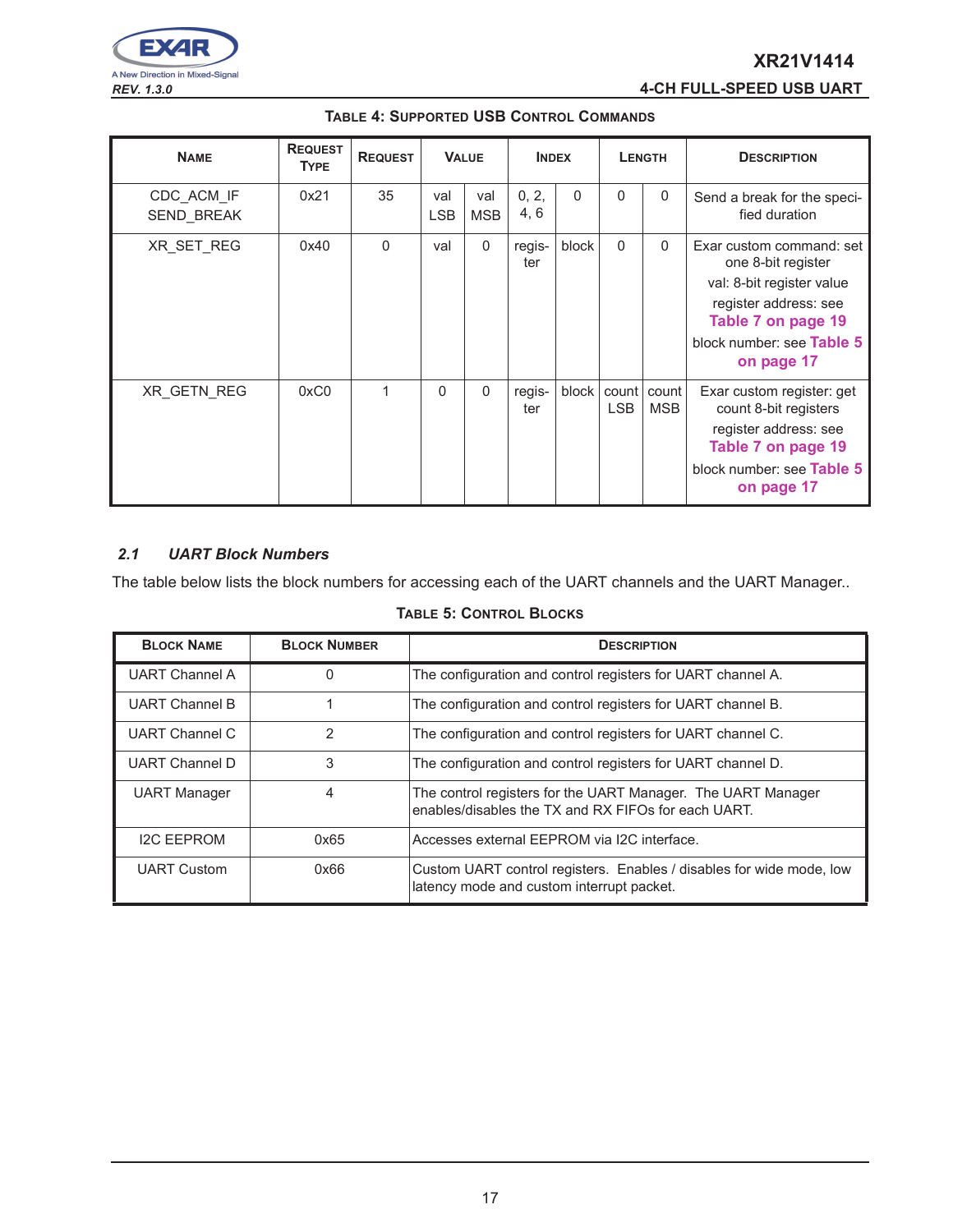**Table 4: Supported USB Control Commands**

| Name | Request Type | Request | Value | | Index | | Length | | Description |
|---|---|---|---|---|---|---|---|---|---|
| CDC_ACM_IF SEND_BREAK | 0x21 | 35 | val LSB | val MSB | 0, 2, 4, 6 | 0 | 0 | 0 | Send a break for the specified duration |
| XR_SET_REG | 0x40 | 0 | val | 0 | register | block | 0 | 0 | Exar custom command: set one 8-bit register<br>val: 8-bit register value<br>register address: see **Table 7 on page 19**<br>block number: see **Table 5 on page 17** |
| XR_GETN_REG | 0xC0 | 1 | 0 | 0 | register | block | count LSB | count MSB | Exar custom register: get count 8-bit registers<br>register address: see **Table 7 on page 19**<br>block number: see **Table 5 on page 17** |

### *2.1 UART Block Numbers*

The table below lists the block numbers for accessing each of the UART channels and the UART Manager..

**Table 5: Control Blocks**

| Block Name | Block Number | Description |
|---|---|---|
| UART Channel A | 0 | The configuration and control registers for UART channel A. |
| UART Channel B | 1 | The configuration and control registers for UART channel B. |
| UART Channel C | 2 | The configuration and control registers for UART channel C. |
| UART Channel D | 3 | The configuration and control registers for UART channel D. |
| UART Manager | 4 | The control registers for the UART Manager. The UART Manager enables/disables the TX and RX FIFOs for each UART. |
| I2C EEPROM | 0x65 | Accesses external EEPROM via I2C interface. |
| UART Custom | 0x66 | Custom UART control registers. Enables / disables for wide mode, low latency mode and custom interrupt packet. |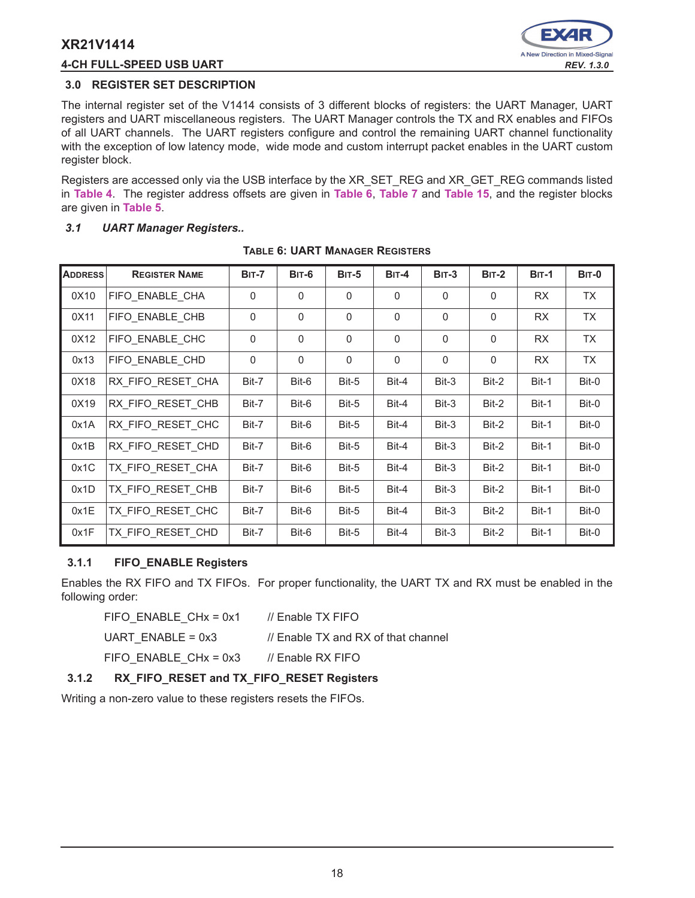## 3.0 REGISTER SET DESCRIPTION

The internal register set of the V1414 consists of 3 different blocks of registers: the UART Manager, UART registers and UART miscellaneous registers. The UART Manager controls the TX and RX enables and FIFOs of all UART channels. The UART registers configure and control the remaining UART channel functionality with the exception of low latency mode, wide mode and custom interrupt packet enables in the UART custom register block.

Registers are accessed only via the USB interface by the XR_SET_REG and XR_GET_REG commands listed in **Table 4**. The register address offsets are given in **Table 6**, **Table 7** and **Table 15**, and the register blocks are given in **Table 5**.

### *3.1 UART Manager Registers..*

**TABLE 6: UART MANAGER REGISTERS**

| ADDRESS | REGISTER NAME | BIT-7 | BIT-6 | BIT-5 | BIT-4 | BIT-3 | BIT-2 | BIT-1 | BIT-0 |
|---|---|---|---|---|---|---|---|---|---|
| 0X10 | FIFO_ENABLE_CHA | 0 | 0 | 0 | 0 | 0 | 0 | RX | TX |
| 0X11 | FIFO_ENABLE_CHB | 0 | 0 | 0 | 0 | 0 | 0 | RX | TX |
| 0X12 | FIFO_ENABLE_CHC | 0 | 0 | 0 | 0 | 0 | 0 | RX | TX |
| 0x13 | FIFO_ENABLE_CHD | 0 | 0 | 0 | 0 | 0 | 0 | RX | TX |
| 0X18 | RX_FIFO_RESET_CHA | Bit-7 | Bit-6 | Bit-5 | Bit-4 | Bit-3 | Bit-2 | Bit-1 | Bit-0 |
| 0X19 | RX_FIFO_RESET_CHB | Bit-7 | Bit-6 | Bit-5 | Bit-4 | Bit-3 | Bit-2 | Bit-1 | Bit-0 |
| 0x1A | RX_FIFO_RESET_CHC | Bit-7 | Bit-6 | Bit-5 | Bit-4 | Bit-3 | Bit-2 | Bit-1 | Bit-0 |
| 0x1B | RX_FIFO_RESET_CHD | Bit-7 | Bit-6 | Bit-5 | Bit-4 | Bit-3 | Bit-2 | Bit-1 | Bit-0 |
| 0x1C | TX_FIFO_RESET_CHA | Bit-7 | Bit-6 | Bit-5 | Bit-4 | Bit-3 | Bit-2 | Bit-1 | Bit-0 |
| 0x1D | TX_FIFO_RESET_CHB | Bit-7 | Bit-6 | Bit-5 | Bit-4 | Bit-3 | Bit-2 | Bit-1 | Bit-0 |
| 0x1E | TX_FIFO_RESET_CHC | Bit-7 | Bit-6 | Bit-5 | Bit-4 | Bit-3 | Bit-2 | Bit-1 | Bit-0 |
| 0x1F | TX_FIFO_RESET_CHD | Bit-7 | Bit-6 | Bit-5 | Bit-4 | Bit-3 | Bit-2 | Bit-1 | Bit-0 |

#### 3.1.1 FIFO_ENABLE Registers

Enables the RX FIFO and TX FIFOs. For proper functionality, the UART TX and RX must be enabled in the following order:

```
FIFO_ENABLE_CHx = 0x1     // Enable TX FIFO
UART_ENABLE = 0x3         // Enable TX and RX of that channel
FIFO_ENABLE_CHx = 0x3     // Enable RX FIFO
```

#### 3.1.2 RX_FIFO_RESET and TX_FIFO_RESET Registers

Writing a non-zero value to these registers resets the FIFOs.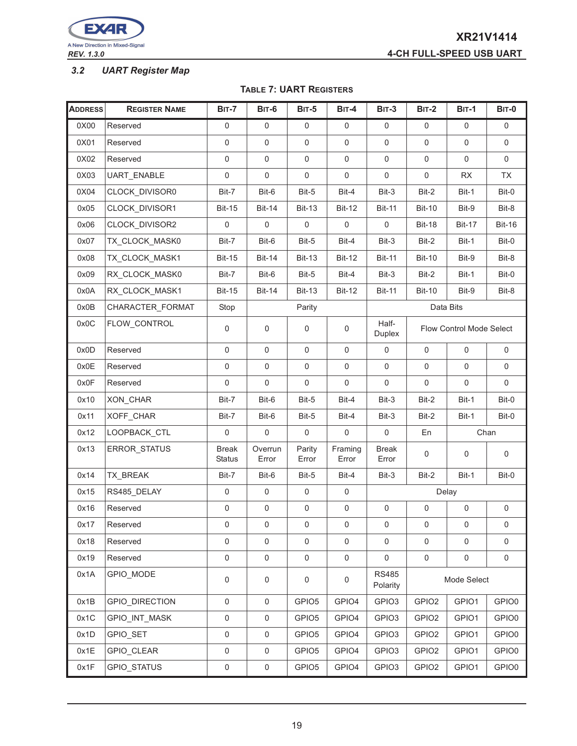### 3.2 UART Register Map

**TABLE 7: UART REGISTERS**

| ADDRESS | REGISTER NAME | BIT-7 | BIT-6 | BIT-5 | BIT-4 | BIT-3 | BIT-2 | BIT-1 | BIT-0 |
|---|---|---|---|---|---|---|---|---|---|
| 0X00 | Reserved | 0 | 0 | 0 | 0 | 0 | 0 | 0 | 0 |
| 0X01 | Reserved | 0 | 0 | 0 | 0 | 0 | 0 | 0 | 0 |
| 0X02 | Reserved | 0 | 0 | 0 | 0 | 0 | 0 | 0 | 0 |
| 0X03 | UART_ENABLE | 0 | 0 | 0 | 0 | 0 | 0 | RX | TX |
| 0X04 | CLOCK_DIVISOR0 | Bit-7 | Bit-6 | Bit-5 | Bit-4 | Bit-3 | Bit-2 | Bit-1 | Bit-0 |
| 0x05 | CLOCK_DIVISOR1 | Bit-15 | Bit-14 | Bit-13 | Bit-12 | Bit-11 | Bit-10 | Bit-9 | Bit-8 |
| 0x06 | CLOCK_DIVISOR2 | 0 | 0 | 0 | 0 | 0 | Bit-18 | Bit-17 | Bit-16 |
| 0x07 | TX_CLOCK_MASK0 | Bit-7 | Bit-6 | Bit-5 | Bit-4 | Bit-3 | Bit-2 | Bit-1 | Bit-0 |
| 0x08 | TX_CLOCK_MASK1 | Bit-15 | Bit-14 | Bit-13 | Bit-12 | Bit-11 | Bit-10 | Bit-9 | Bit-8 |
| 0x09 | RX_CLOCK_MASK0 | Bit-7 | Bit-6 | Bit-5 | Bit-4 | Bit-3 | Bit-2 | Bit-1 | Bit-0 |
| 0x0A | RX_CLOCK_MASK1 | Bit-15 | Bit-14 | Bit-13 | Bit-12 | Bit-11 | Bit-10 | Bit-9 | Bit-8 |
| 0x0B | CHARACTER_FORMAT | Stop | Parity | | | Data Bits | | | |
| 0x0C | FLOW_CONTROL | 0 | 0 | 0 | 0 | Half-Duplex | Flow Control Mode Select | | |
| 0x0D | Reserved | 0 | 0 | 0 | 0 | 0 | 0 | 0 | 0 |
| 0x0E | Reserved | 0 | 0 | 0 | 0 | 0 | 0 | 0 | 0 |
| 0x0F | Reserved | 0 | 0 | 0 | 0 | 0 | 0 | 0 | 0 |
| 0x10 | XON_CHAR | Bit-7 | Bit-6 | Bit-5 | Bit-4 | Bit-3 | Bit-2 | Bit-1 | Bit-0 |
| 0x11 | XOFF_CHAR | Bit-7 | Bit-6 | Bit-5 | Bit-4 | Bit-3 | Bit-2 | Bit-1 | Bit-0 |
| 0x12 | LOOPBACK_CTL | 0 | 0 | 0 | 0 | 0 | En | Chan | |
| 0x13 | ERROR_STATUS | Break Status | Overrun Error | Parity Error | Framing Error | Break Error | 0 | 0 | 0 |
| 0x14 | TX_BREAK | Bit-7 | Bit-6 | Bit-5 | Bit-4 | Bit-3 | Bit-2 | Bit-1 | Bit-0 |
| 0x15 | RS485_DELAY | 0 | 0 | 0 | 0 | Delay | | | |
| 0x16 | Reserved | 0 | 0 | 0 | 0 | 0 | 0 | 0 | 0 |
| 0x17 | Reserved | 0 | 0 | 0 | 0 | 0 | 0 | 0 | 0 |
| 0x18 | Reserved | 0 | 0 | 0 | 0 | 0 | 0 | 0 | 0 |
| 0x19 | Reserved | 0 | 0 | 0 | 0 | 0 | 0 | 0 | 0 |
| 0x1A | GPIO_MODE | 0 | 0 | 0 | 0 | RS485 Polarity | Mode Select | | |
| 0x1B | GPIO_DIRECTION | 0 | 0 | GPIO5 | GPIO4 | GPIO3 | GPIO2 | GPIO1 | GPIO0 |
| 0x1C | GPIO_INT_MASK | 0 | 0 | GPIO5 | GPIO4 | GPIO3 | GPIO2 | GPIO1 | GPIO0 |
| 0x1D | GPIO_SET | 0 | 0 | GPIO5 | GPIO4 | GPIO3 | GPIO2 | GPIO1 | GPIO0 |
| 0x1E | GPIO_CLEAR | 0 | 0 | GPIO5 | GPIO4 | GPIO3 | GPIO2 | GPIO1 | GPIO0 |
| 0x1F | GPIO_STATUS | 0 | 0 | GPIO5 | GPIO4 | GPIO3 | GPIO2 | GPIO1 | GPIO0 |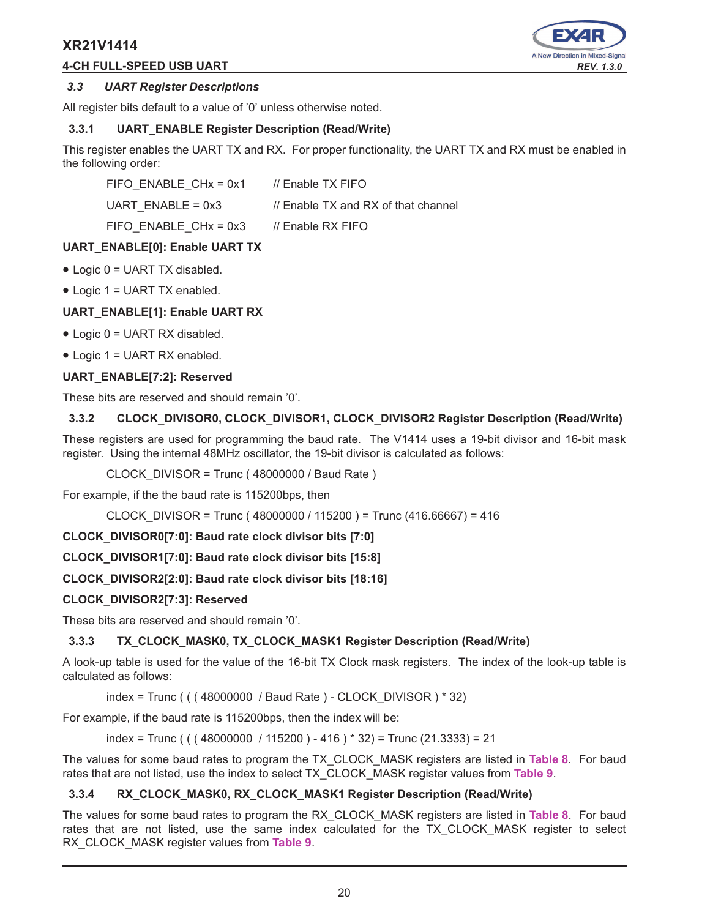### 3.3 *UART Register Descriptions*

All register bits default to a value of '0' unless otherwise noted.

#### 3.3.1 UART_ENABLE Register Description (Read/Write)

This register enables the UART TX and RX. For proper functionality, the UART TX and RX must be enabled in the following order:

```
FIFO_ENABLE_CHx = 0x1      // Enable TX FIFO
UART_ENABLE = 0x3          // Enable TX and RX of that channel
FIFO_ENABLE_CHx = 0x3      // Enable RX FIFO
```

**UART_ENABLE[0]: Enable UART TX**

- Logic 0 = UART TX disabled.
- Logic 1 = UART TX enabled.

**UART_ENABLE[1]: Enable UART RX**

- Logic 0 = UART RX disabled.
- Logic 1 = UART RX enabled.

**UART_ENABLE[7:2]: Reserved**

These bits are reserved and should remain '0'.

#### 3.3.2 CLOCK_DIVISOR0, CLOCK_DIVISOR1, CLOCK_DIVISOR2 Register Description (Read/Write)

These registers are used for programming the baud rate. The V1414 uses a 19-bit divisor and 16-bit mask register. Using the internal 48MHz oscillator, the 19-bit divisor is calculated as follows:

CLOCK_DIVISOR = Trunc ( 48000000 / Baud Rate )

For example, if the the baud rate is 115200bps, then

CLOCK_DIVISOR = Trunc ( 48000000 / 115200 ) = Trunc (416.66667) = 416

**CLOCK_DIVISOR0[7:0]: Baud rate clock divisor bits [7:0]**

**CLOCK_DIVISOR1[7:0]: Baud rate clock divisor bits [15:8]**

**CLOCK_DIVISOR2[2:0]: Baud rate clock divisor bits [18:16]**

**CLOCK_DIVISOR2[7:3]: Reserved**

These bits are reserved and should remain '0'.

#### 3.3.3 TX_CLOCK_MASK0, TX_CLOCK_MASK1 Register Description (Read/Write)

A look-up table is used for the value of the 16-bit TX Clock mask registers. The index of the look-up table is calculated as follows:

index = Trunc ( ( ( 48000000 / Baud Rate ) - CLOCK_DIVISOR ) * 32)

For example, if the baud rate is 115200bps, then the index will be:

index = Trunc ( ( ( 48000000 / 115200 ) - 416 ) * 32) = Trunc (21.3333) = 21

The values for some baud rates to program the TX_CLOCK_MASK registers are listed in **Table 8**. For baud rates that are not listed, use the index to select TX_CLOCK_MASK register values from **Table 9**.

#### 3.3.4 RX_CLOCK_MASK0, RX_CLOCK_MASK1 Register Description (Read/Write)

The values for some baud rates to program the RX_CLOCK_MASK registers are listed in **Table 8**. For baud rates that are not listed, use the same index calculated for the TX_CLOCK_MASK register to select RX_CLOCK_MASK register values from **Table 9**.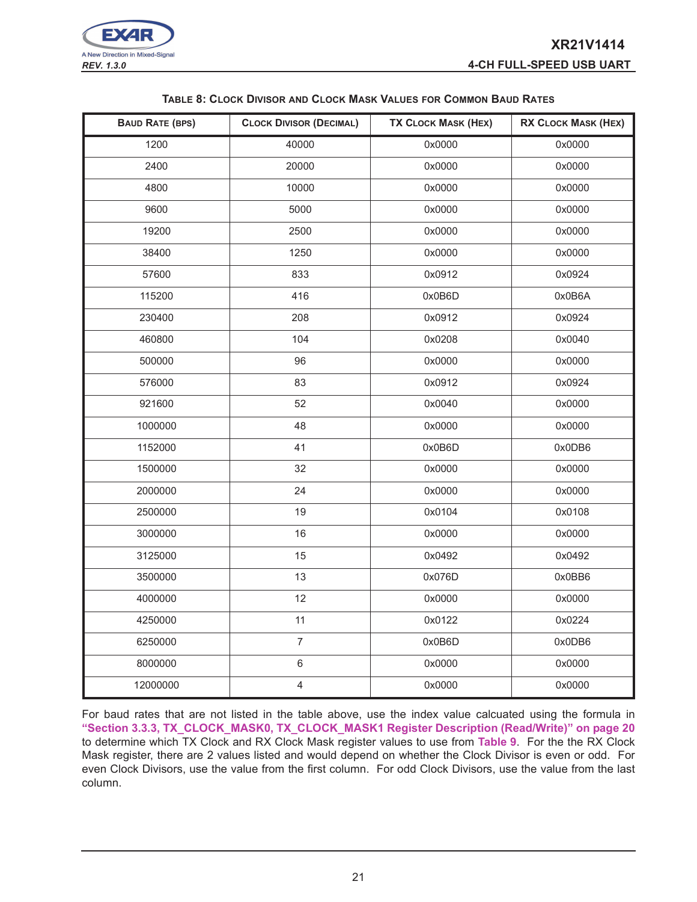**TABLE 8: CLOCK DIVISOR AND CLOCK MASK VALUES FOR COMMON BAUD RATES**

| BAUD RATE (BPS) | CLOCK DIVISOR (DECIMAL) | TX CLOCK MASK (HEX) | RX CLOCK MASK (HEX) |
|---|---|---|---|
| 1200 | 40000 | 0x0000 | 0x0000 |
| 2400 | 20000 | 0x0000 | 0x0000 |
| 4800 | 10000 | 0x0000 | 0x0000 |
| 9600 | 5000 | 0x0000 | 0x0000 |
| 19200 | 2500 | 0x0000 | 0x0000 |
| 38400 | 1250 | 0x0000 | 0x0000 |
| 57600 | 833 | 0x0912 | 0x0924 |
| 115200 | 416 | 0x0B6D | 0x0B6A |
| 230400 | 208 | 0x0912 | 0x0924 |
| 460800 | 104 | 0x0208 | 0x0040 |
| 500000 | 96 | 0x0000 | 0x0000 |
| 576000 | 83 | 0x0912 | 0x0924 |
| 921600 | 52 | 0x0040 | 0x0000 |
| 1000000 | 48 | 0x0000 | 0x0000 |
| 1152000 | 41 | 0x0B6D | 0x0DB6 |
| 1500000 | 32 | 0x0000 | 0x0000 |
| 2000000 | 24 | 0x0000 | 0x0000 |
| 2500000 | 19 | 0x0104 | 0x0108 |
| 3000000 | 16 | 0x0000 | 0x0000 |
| 3125000 | 15 | 0x0492 | 0x0492 |
| 3500000 | 13 | 0x076D | 0x0BB6 |
| 4000000 | 12 | 0x0000 | 0x0000 |
| 4250000 | 11 | 0x0122 | 0x0224 |
| 6250000 | 7 | 0x0B6D | 0x0DB6 |
| 8000000 | 6 | 0x0000 | 0x0000 |
| 12000000 | 4 | 0x0000 | 0x0000 |

For baud rates that are not listed in the table above, use the index value calcuated using the formula in **"Section 3.3.3, TX_CLOCK_MASK0, TX_CLOCK_MASK1 Register Description (Read/Write)" on page 20** to determine which TX Clock and RX Clock Mask register values to use from **Table 9**. For the the RX Clock Mask register, there are 2 values listed and would depend on whether the Clock Divisor is even or odd. For even Clock Divisors, use the value from the first column. For odd Clock Divisors, use the value from the last column.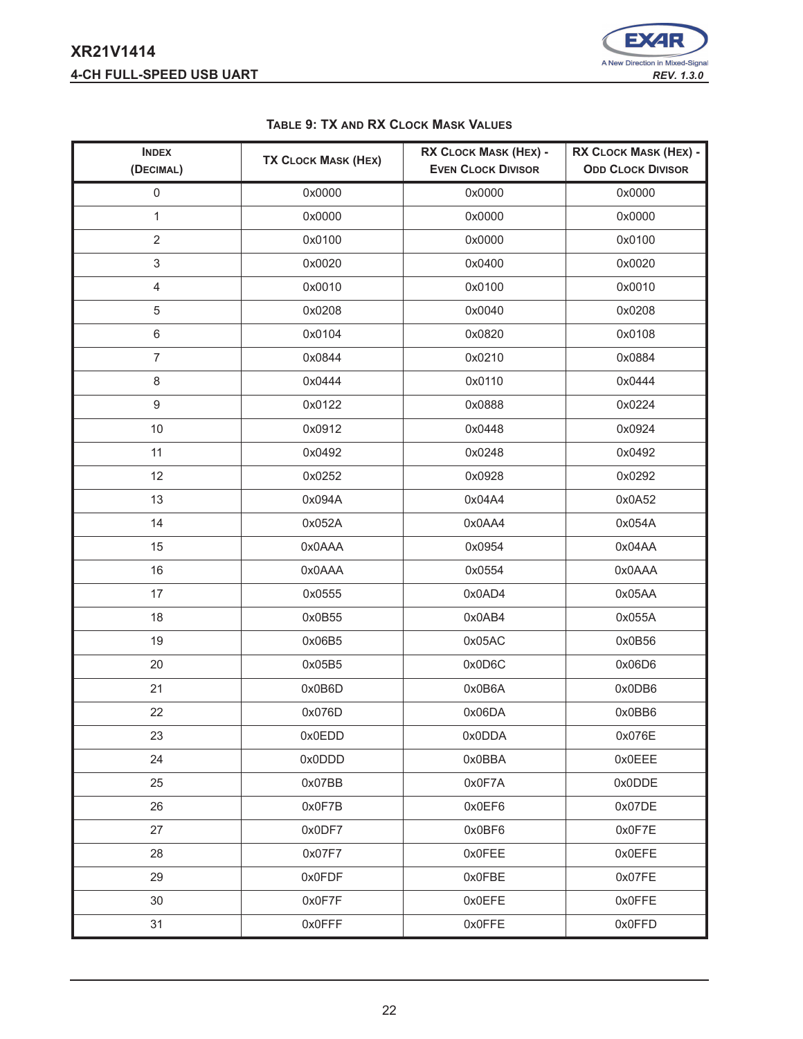### TABLE 9: TX AND RX CLOCK MASK VALUES

| INDEX (DECIMAL) | TX CLOCK MASK (HEX) | RX CLOCK MASK (HEX) - EVEN CLOCK DIVISOR | RX CLOCK MASK (HEX) - ODD CLOCK DIVISOR |
|---|---|---|---|
| 0 | 0x0000 | 0x0000 | 0x0000 |
| 1 | 0x0000 | 0x0000 | 0x0000 |
| 2 | 0x0100 | 0x0000 | 0x0100 |
| 3 | 0x0020 | 0x0400 | 0x0020 |
| 4 | 0x0010 | 0x0100 | 0x0010 |
| 5 | 0x0208 | 0x0040 | 0x0208 |
| 6 | 0x0104 | 0x0820 | 0x0108 |
| 7 | 0x0844 | 0x0210 | 0x0884 |
| 8 | 0x0444 | 0x0110 | 0x0444 |
| 9 | 0x0122 | 0x0888 | 0x0224 |
| 10 | 0x0912 | 0x0448 | 0x0924 |
| 11 | 0x0492 | 0x0248 | 0x0492 |
| 12 | 0x0252 | 0x0928 | 0x0292 |
| 13 | 0x094A | 0x04A4 | 0x0A52 |
| 14 | 0x052A | 0x0AA4 | 0x054A |
| 15 | 0x0AAA | 0x0954 | 0x04AA |
| 16 | 0x0AAA | 0x0554 | 0x0AAA |
| 17 | 0x0555 | 0x0AD4 | 0x05AA |
| 18 | 0x0B55 | 0x0AB4 | 0x055A |
| 19 | 0x06B5 | 0x05AC | 0x0B56 |
| 20 | 0x05B5 | 0x0D6C | 0x06D6 |
| 21 | 0x0B6D | 0x0B6A | 0x0DB6 |
| 22 | 0x076D | 0x06DA | 0x0BB6 |
| 23 | 0x0EDD | 0x0DDA | 0x076E |
| 24 | 0x0DDD | 0x0BBA | 0x0EEE |
| 25 | 0x07BB | 0x0F7A | 0x0DDE |
| 26 | 0x0F7B | 0x0EF6 | 0x07DE |
| 27 | 0x0DF7 | 0x0BF6 | 0x0F7E |
| 28 | 0x07F7 | 0x0FEE | 0x0EFE |
| 29 | 0x0FDF | 0x0FBE | 0x07FE |
| 30 | 0x0F7F | 0x0EFE | 0x0FFE |
| 31 | 0x0FFF | 0x0FFE | 0x0FFD |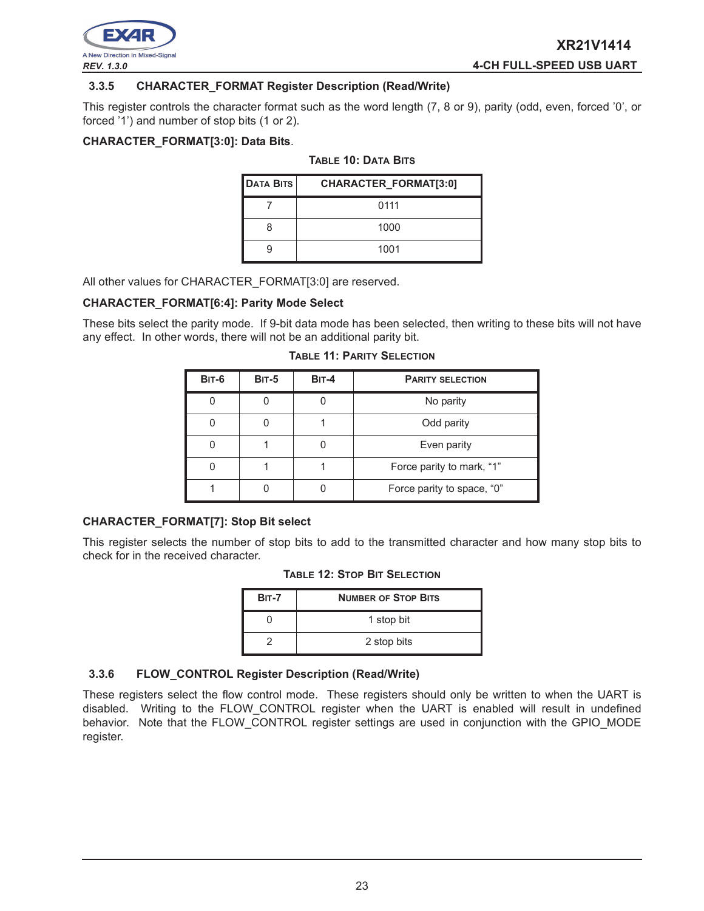### 3.3.5 CHARACTER_FORMAT Register Description (Read/Write)

This register controls the character format such as the word length (7, 8 or 9), parity (odd, even, forced '0', or forced '1') and number of stop bits (1 or 2).

**CHARACTER_FORMAT[3:0]: Data Bits**.

**TABLE 10: DATA BITS**

| DATA BITS | CHARACTER_FORMAT[3:0] |
|---|---|
| 7 | 0111 |
| 8 | 1000 |
| 9 | 1001 |

All other values for CHARACTER_FORMAT[3:0] are reserved.

**CHARACTER_FORMAT[6:4]: Parity Mode Select**

These bits select the parity mode. If 9-bit data mode has been selected, then writing to these bits will not have any effect. In other words, there will not be an additional parity bit.

**TABLE 11: PARITY SELECTION**

| BIT-6 | BIT-5 | BIT-4 | PARITY SELECTION |
|---|---|---|---|
| 0 | 0 | 0 | No parity |
| 0 | 0 | 1 | Odd parity |
| 0 | 1 | 0 | Even parity |
| 0 | 1 | 1 | Force parity to mark, "1" |
| 1 | 0 | 0 | Force parity to space, "0" |

**CHARACTER_FORMAT[7]: Stop Bit select**

This register selects the number of stop bits to add to the transmitted character and how many stop bits to check for in the received character.

**TABLE 12: STOP BIT SELECTION**

| BIT-7 | NUMBER OF STOP BITS |
|---|---|
| 0 | 1 stop bit |
| 2 | 2 stop bits |

### 3.3.6 FLOW_CONTROL Register Description (Read/Write)

These registers select the flow control mode. These registers should only be written to when the UART is disabled. Writing to the FLOW_CONTROL register when the UART is enabled will result in undefined behavior. Note that the FLOW_CONTROL register settings are used in conjunction with the GPIO_MODE register.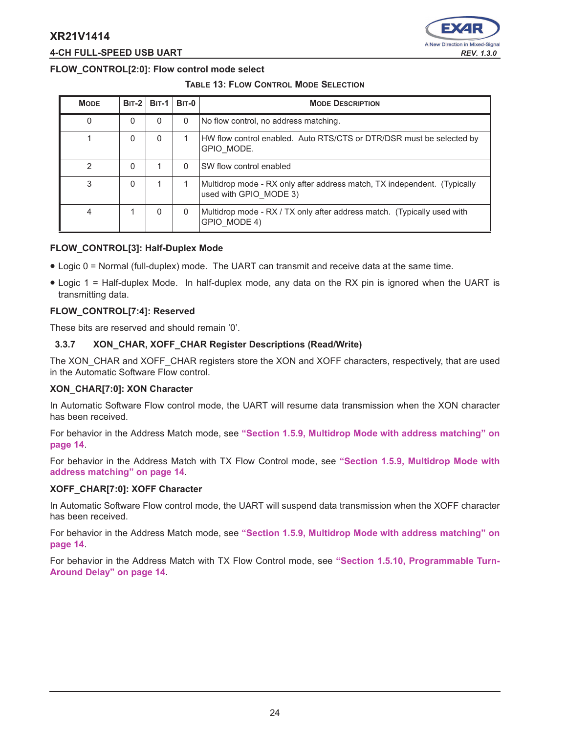**FLOW_CONTROL[2:0]: Flow control mode select**

**TABLE 13: FLOW CONTROL MODE SELECTION**

| MODE | BIT-2 | BIT-1 | BIT-0 | MODE DESCRIPTION |
|---|---|---|---|---|
| 0 | 0 | 0 | 0 | No flow control, no address matching. |
| 1 | 0 | 0 | 1 | HW flow control enabled. Auto RTS/CTS or DTR/DSR must be selected by GPIO_MODE. |
| 2 | 0 | 1 | 0 | SW flow control enabled |
| 3 | 0 | 1 | 1 | Multidrop mode - RX only after address match, TX independent. (Typically used with GPIO_MODE 3) |
| 4 | 1 | 0 | 0 | Multidrop mode - RX / TX only after address match. (Typically used with GPIO_MODE 4) |

**FLOW_CONTROL[3]: Half-Duplex Mode**

- Logic 0 = Normal (full-duplex) mode. The UART can transmit and receive data at the same time.
- Logic 1 = Half-duplex Mode. In half-duplex mode, any data on the RX pin is ignored when the UART is transmitting data.

**FLOW_CONTROL[7:4]: Reserved**

These bits are reserved and should remain '0'.

### 3.3.7 XON_CHAR, XOFF_CHAR Register Descriptions (Read/Write)

The XON_CHAR and XOFF_CHAR registers store the XON and XOFF characters, respectively, that are used in the Automatic Software Flow control.

**XON_CHAR[7:0]: XON Character**

In Automatic Software Flow control mode, the UART will resume data transmission when the XON character has been received.

For behavior in the Address Match mode, see **"Section 1.5.9, Multidrop Mode with address matching" on page 14**.

For behavior in the Address Match with TX Flow Control mode, see **"Section 1.5.9, Multidrop Mode with address matching" on page 14**.

**XOFF_CHAR[7:0]: XOFF Character**

In Automatic Software Flow control mode, the UART will suspend data transmission when the XOFF character has been received.

For behavior in the Address Match mode, see **"Section 1.5.9, Multidrop Mode with address matching" on page 14**.

For behavior in the Address Match with TX Flow Control mode, see **"Section 1.5.10, Programmable Turn-Around Delay" on page 14**.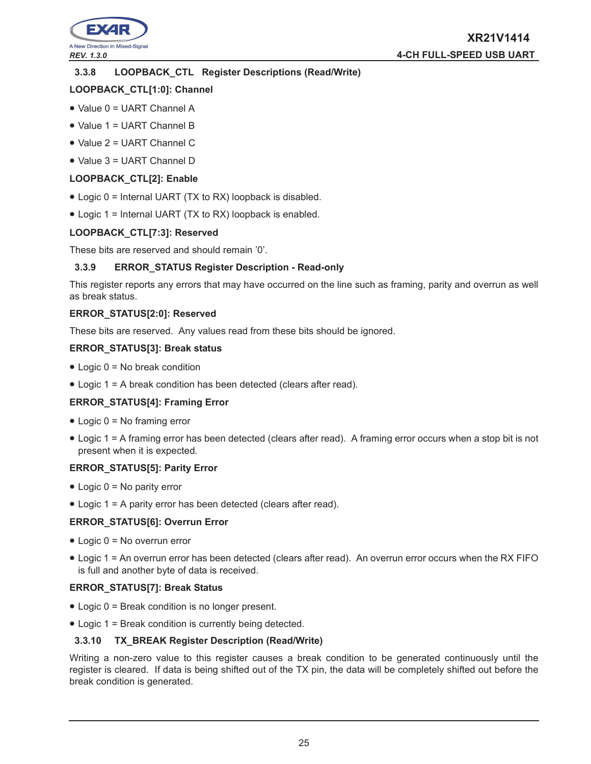### 3.3.8 LOOPBACK_CTL Register Descriptions (Read/Write)

**LOOPBACK_CTL[1:0]: Channel**

- Value 0 = UART Channel A
- Value 1 = UART Channel B
- Value 2 = UART Channel C
- Value 3 = UART Channel D

**LOOPBACK_CTL[2]: Enable**

- Logic 0 = Internal UART (TX to RX) loopback is disabled.
- Logic 1 = Internal UART (TX to RX) loopback is enabled.

**LOOPBACK_CTL[7:3]: Reserved**

These bits are reserved and should remain '0'.

### 3.3.9 ERROR_STATUS Register Description - Read-only

This register reports any errors that may have occurred on the line such as framing, parity and overrun as well as break status.

**ERROR_STATUS[2:0]: Reserved**

These bits are reserved. Any values read from these bits should be ignored.

**ERROR_STATUS[3]: Break status**

- Logic 0 = No break condition
- Logic 1 = A break condition has been detected (clears after read).

**ERROR_STATUS[4]: Framing Error**

- Logic 0 = No framing error
- Logic 1 = A framing error has been detected (clears after read). A framing error occurs when a stop bit is not present when it is expected.

**ERROR_STATUS[5]: Parity Error**

- Logic 0 = No parity error
- Logic 1 = A parity error has been detected (clears after read).

**ERROR_STATUS[6]: Overrun Error**

- Logic 0 = No overrun error
- Logic 1 = An overrun error has been detected (clears after read). An overrun error occurs when the RX FIFO is full and another byte of data is received.

**ERROR_STATUS[7]: Break Status**

- Logic 0 = Break condition is no longer present.
- Logic 1 = Break condition is currently being detected.

### 3.3.10 TX_BREAK Register Description (Read/Write)

Writing a non-zero value to this register causes a break condition to be generated continuously until the register is cleared. If data is being shifted out of the TX pin, the data will be completely shifted out before the break condition is generated.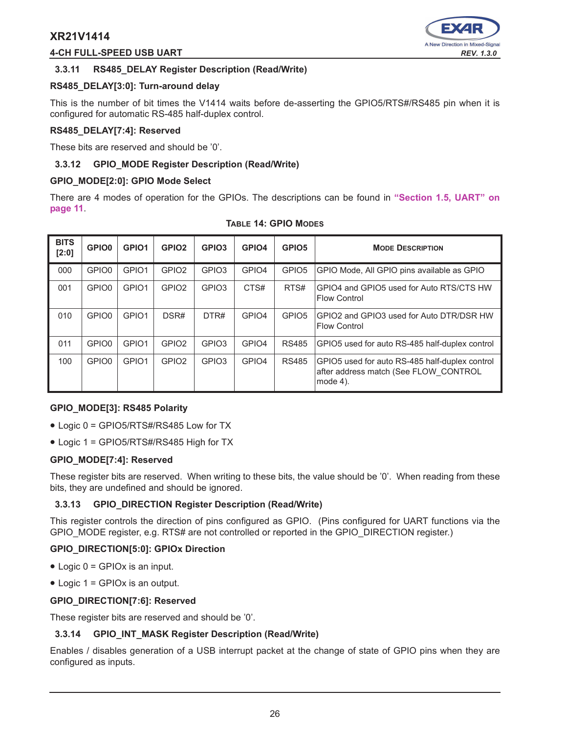### 3.3.11 RS485_DELAY Register Description (Read/Write)

**RS485_DELAY[3:0]: Turn-around delay**

This is the number of bit times the V1414 waits before de-asserting the GPIO5/RTS#/RS485 pin when it is configured for automatic RS-485 half-duplex control.

**RS485_DELAY[7:4]: Reserved**

These bits are reserved and should be '0'.

### 3.3.12 GPIO_MODE Register Description (Read/Write)

**GPIO_MODE[2:0]: GPIO Mode Select**

There are 4 modes of operation for the GPIOs. The descriptions can be found in **"Section 1.5, UART" on page 11**.

**TABLE 14: GPIO MODES**

| BITS [2:0] | GPIO0 | GPIO1 | GPIO2 | GPIO3 | GPIO4 | GPIO5 | MODE DESCRIPTION |
|---|---|---|---|---|---|---|---|
| 000 | GPIO0 | GPIO1 | GPIO2 | GPIO3 | GPIO4 | GPIO5 | GPIO Mode, All GPIO pins available as GPIO |
| 001 | GPIO0 | GPIO1 | GPIO2 | GPIO3 | CTS# | RTS# | GPIO4 and GPIO5 used for Auto RTS/CTS HW Flow Control |
| 010 | GPIO0 | GPIO1 | DSR# | DTR# | GPIO4 | GPIO5 | GPIO2 and GPIO3 used for Auto DTR/DSR HW Flow Control |
| 011 | GPIO0 | GPIO1 | GPIO2 | GPIO3 | GPIO4 | RS485 | GPIO5 used for auto RS-485 half-duplex control |
| 100 | GPIO0 | GPIO1 | GPIO2 | GPIO3 | GPIO4 | RS485 | GPIO5 used for auto RS-485 half-duplex control after address match (See FLOW_CONTROL mode 4). |

**GPIO_MODE[3]: RS485 Polarity**

- Logic 0 = GPIO5/RTS#/RS485 Low for TX
- Logic 1 = GPIO5/RTS#/RS485 High for TX

**GPIO_MODE[7:4]: Reserved**

These register bits are reserved. When writing to these bits, the value should be '0'. When reading from these bits, they are undefined and should be ignored.

### 3.3.13 GPIO_DIRECTION Register Description (Read/Write)

This register controls the direction of pins configured as GPIO. (Pins configured for UART functions via the GPIO_MODE register, e.g. RTS# are not controlled or reported in the GPIO_DIRECTION register.)

**GPIO_DIRECTION[5:0]: GPIOx Direction**

- Logic 0 = GPIOx is an input.
- Logic 1 = GPIOx is an output.

**GPIO_DIRECTION[7:6]: Reserved**

These register bits are reserved and should be '0'.

### 3.3.14 GPIO_INT_MASK Register Description (Read/Write)

Enables / disables generation of a USB interrupt packet at the change of state of GPIO pins when they are configured as inputs.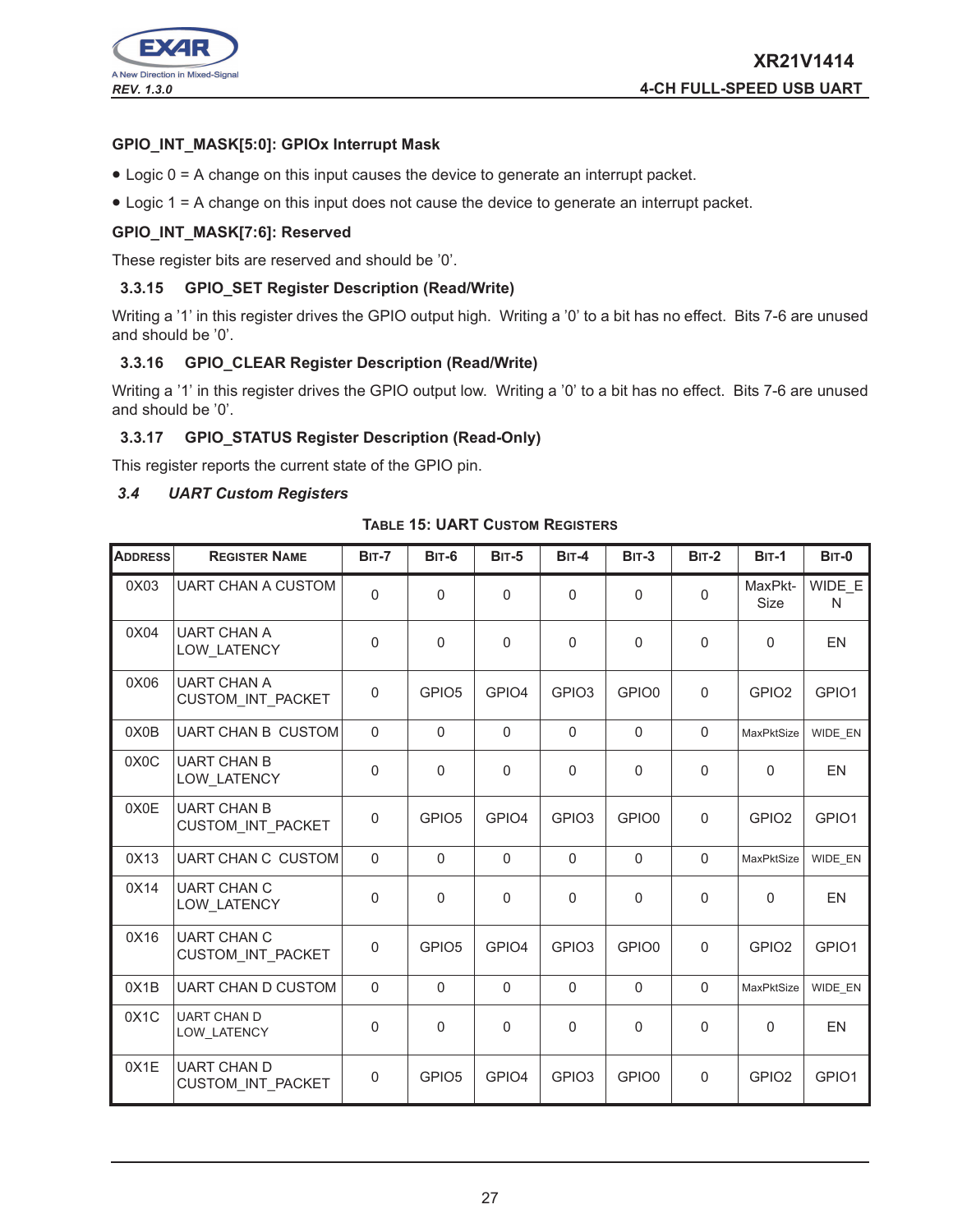**GPIO_INT_MASK[5:0]: GPIOx Interrupt Mask**

- Logic 0 = A change on this input causes the device to generate an interrupt packet.
- Logic 1 = A change on this input does not cause the device to generate an interrupt packet.

**GPIO_INT_MASK[7:6]: Reserved**

These register bits are reserved and should be '0'.

### 3.3.15 GPIO_SET Register Description (Read/Write)

Writing a '1' in this register drives the GPIO output high. Writing a '0' to a bit has no effect. Bits 7-6 are unused and should be '0'.

### 3.3.16 GPIO_CLEAR Register Description (Read/Write)

Writing a '1' in this register drives the GPIO output low. Writing a '0' to a bit has no effect. Bits 7-6 are unused and should be '0'.

### 3.3.17 GPIO_STATUS Register Description (Read-Only)

This register reports the current state of the GPIO pin.

## *3.4 UART Custom Registers*

**TABLE 15: UART CUSTOM REGISTERS**

| ADDRESS | REGISTER NAME | BIT-7 | BIT-6 | BIT-5 | BIT-4 | BIT-3 | BIT-2 | BIT-1 | BIT-0 |
|---|---|---|---|---|---|---|---|---|---|
| 0X03 | UART CHAN A CUSTOM | 0 | 0 | 0 | 0 | 0 | 0 | MaxPkt-Size | WIDE_EN |
| 0X04 | UART CHAN A LOW_LATENCY | 0 | 0 | 0 | 0 | 0 | 0 | 0 | EN |
| 0X06 | UART CHAN A CUSTOM_INT_PACKET | 0 | GPIO5 | GPIO4 | GPIO3 | GPIO0 | 0 | GPIO2 | GPIO1 |
| 0X0B | UART CHAN B CUSTOM | 0 | 0 | 0 | 0 | 0 | 0 | MaxPktSize | WIDE_EN |
| 0X0C | UART CHAN B LOW_LATENCY | 0 | 0 | 0 | 0 | 0 | 0 | 0 | EN |
| 0X0E | UART CHAN B CUSTOM_INT_PACKET | 0 | GPIO5 | GPIO4 | GPIO3 | GPIO0 | 0 | GPIO2 | GPIO1 |
| 0X13 | UART CHAN C CUSTOM | 0 | 0 | 0 | 0 | 0 | 0 | MaxPktSize | WIDE_EN |
| 0X14 | UART CHAN C LOW_LATENCY | 0 | 0 | 0 | 0 | 0 | 0 | 0 | EN |
| 0X16 | UART CHAN C CUSTOM_INT_PACKET | 0 | GPIO5 | GPIO4 | GPIO3 | GPIO0 | 0 | GPIO2 | GPIO1 |
| 0X1B | UART CHAN D CUSTOM | 0 | 0 | 0 | 0 | 0 | 0 | MaxPktSize | WIDE_EN |
| 0X1C | UART CHAN D LOW_LATENCY | 0 | 0 | 0 | 0 | 0 | 0 | 0 | EN |
| 0X1E | UART CHAN D CUSTOM_INT_PACKET | 0 | GPIO5 | GPIO4 | GPIO3 | GPIO0 | 0 | GPIO2 | GPIO1 |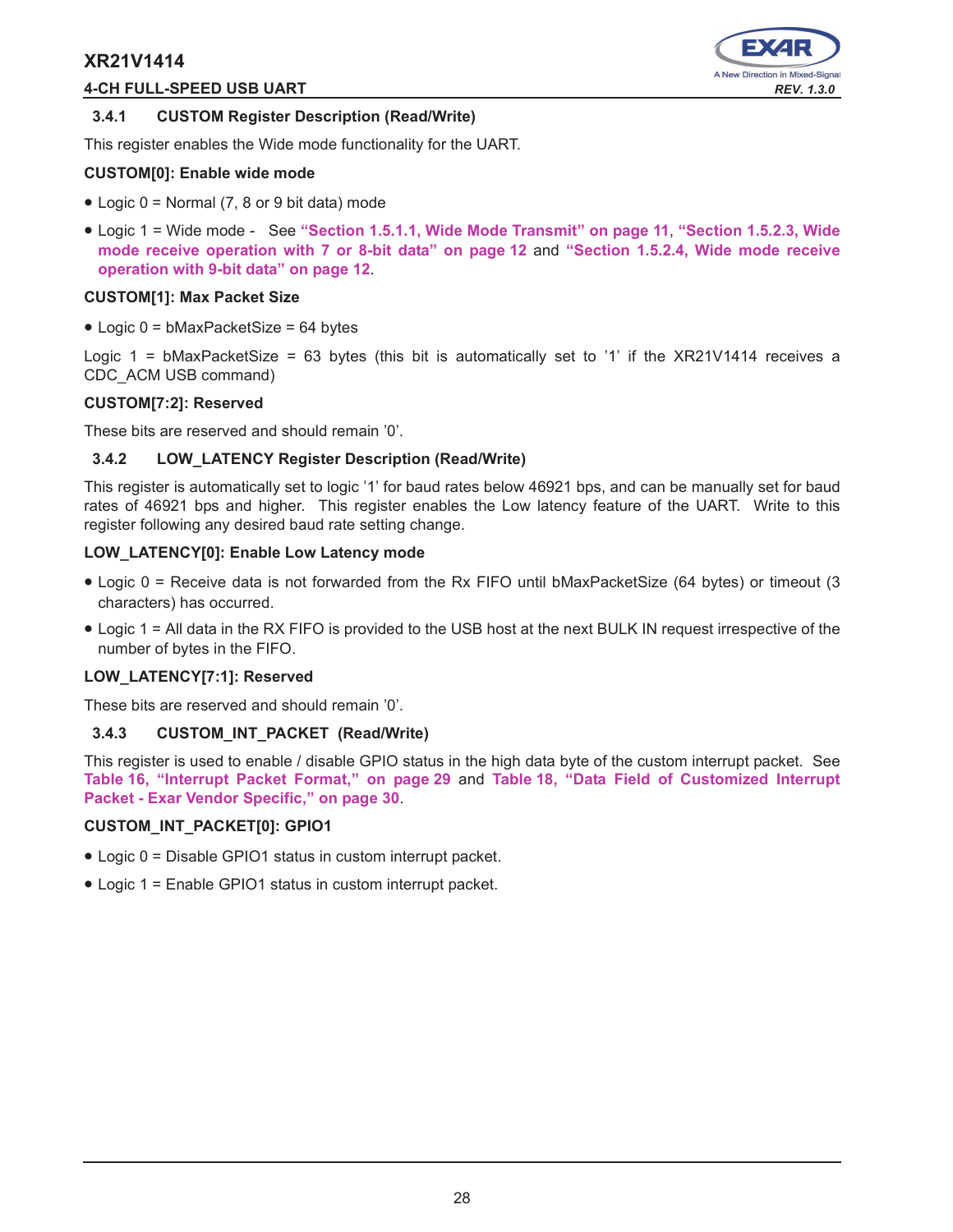### 3.4.1 CUSTOM Register Description (Read/Write)

This register enables the Wide mode functionality for the UART.

**CUSTOM[0]: Enable wide mode**

- Logic 0 = Normal (7, 8 or 9 bit data) mode
- Logic 1 = Wide mode - See **"Section 1.5.1.1, Wide Mode Transmit" on page 11**, **"Section 1.5.2.3, Wide mode receive operation with 7 or 8-bit data" on page 12** and **"Section 1.5.2.4, Wide mode receive operation with 9-bit data" on page 12**.

**CUSTOM[1]: Max Packet Size**

- Logic 0 = bMaxPacketSize = 64 bytes

Logic 1 = bMaxPacketSize = 63 bytes (this bit is automatically set to '1' if the XR21V1414 receives a CDC_ACM USB command)

**CUSTOM[7:2]: Reserved**

These bits are reserved and should remain '0'.

### 3.4.2 LOW_LATENCY Register Description (Read/Write)

This register is automatically set to logic '1' for baud rates below 46921 bps, and can be manually set for baud rates of 46921 bps and higher. This register enables the Low latency feature of the UART. Write to this register following any desired baud rate setting change.

**LOW_LATENCY[0]: Enable Low Latency mode**

- Logic 0 = Receive data is not forwarded from the Rx FIFO until bMaxPacketSize (64 bytes) or timeout (3 characters) has occurred.
- Logic 1 = All data in the RX FIFO is provided to the USB host at the next BULK IN request irrespective of the number of bytes in the FIFO.

**LOW_LATENCY[7:1]: Reserved**

These bits are reserved and should remain '0'.

### 3.4.3 CUSTOM_INT_PACKET (Read/Write)

This register is used to enable / disable GPIO status in the high data byte of the custom interrupt packet. See **Table 16, "Interrupt Packet Format," on page 29** and **Table 18, "Data Field of Customized Interrupt Packet - Exar Vendor Specific," on page 30**.

**CUSTOM_INT_PACKET[0]: GPIO1**

- Logic 0 = Disable GPIO1 status in custom interrupt packet.
- Logic 1 = Enable GPIO1 status in custom interrupt packet.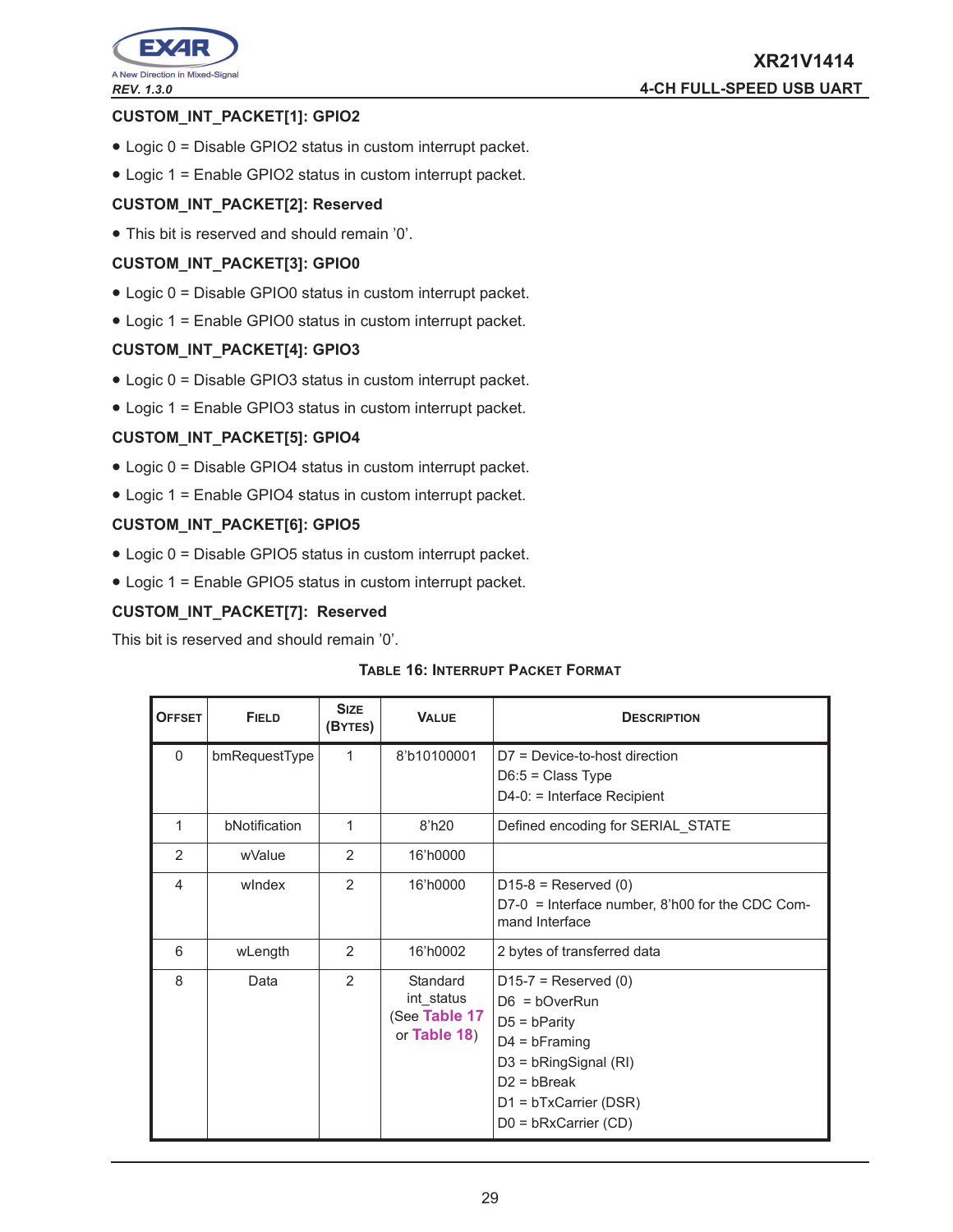### CUSTOM_INT_PACKET[1]: GPIO2

- Logic 0 = Disable GPIO2 status in custom interrupt packet.
- Logic 1 = Enable GPIO2 status in custom interrupt packet.

### CUSTOM_INT_PACKET[2]: Reserved

- This bit is reserved and should remain '0'.

### CUSTOM_INT_PACKET[3]: GPIO0

- Logic 0 = Disable GPIO0 status in custom interrupt packet.
- Logic 1 = Enable GPIO0 status in custom interrupt packet.

### CUSTOM_INT_PACKET[4]: GPIO3

- Logic 0 = Disable GPIO3 status in custom interrupt packet.
- Logic 1 = Enable GPIO3 status in custom interrupt packet.

### CUSTOM_INT_PACKET[5]: GPIO4

- Logic 0 = Disable GPIO4 status in custom interrupt packet.
- Logic 1 = Enable GPIO4 status in custom interrupt packet.

### CUSTOM_INT_PACKET[6]: GPIO5

- Logic 0 = Disable GPIO5 status in custom interrupt packet.
- Logic 1 = Enable GPIO5 status in custom interrupt packet.

### CUSTOM_INT_PACKET[7]: Reserved

This bit is reserved and should remain '0'.

**TABLE 16: INTERRUPT PACKET FORMAT**

| OFFSET | FIELD | SIZE (BYTES) | VALUE | DESCRIPTION |
|---|---|---|---|---|
| 0 | bmRequestType | 1 | 8'b10100001 | D7 = Device-to-host direction<br>D6:5 = Class Type<br>D4-0: = Interface Recipient |
| 1 | bNotification | 1 | 8'h20 | Defined encoding for SERIAL_STATE |
| 2 | wValue | 2 | 16'h0000 | |
| 4 | wIndex | 2 | 16'h0000 | D15-8 = Reserved (0)<br>D7-0 = Interface number, 8'h00 for the CDC Command Interface |
| 6 | wLength | 2 | 16'h0002 | 2 bytes of transferred data |
| 8 | Data | 2 | Standard int_status (See Table 17 or Table 18) | D15-7 = Reserved (0)<br>D6 = bOverRun<br>D5 = bParity<br>D4 = bFraming<br>D3 = bRingSignal (RI)<br>D2 = bBreak<br>D1 = bTxCarrier (DSR)<br>D0 = bRxCarrier (CD) |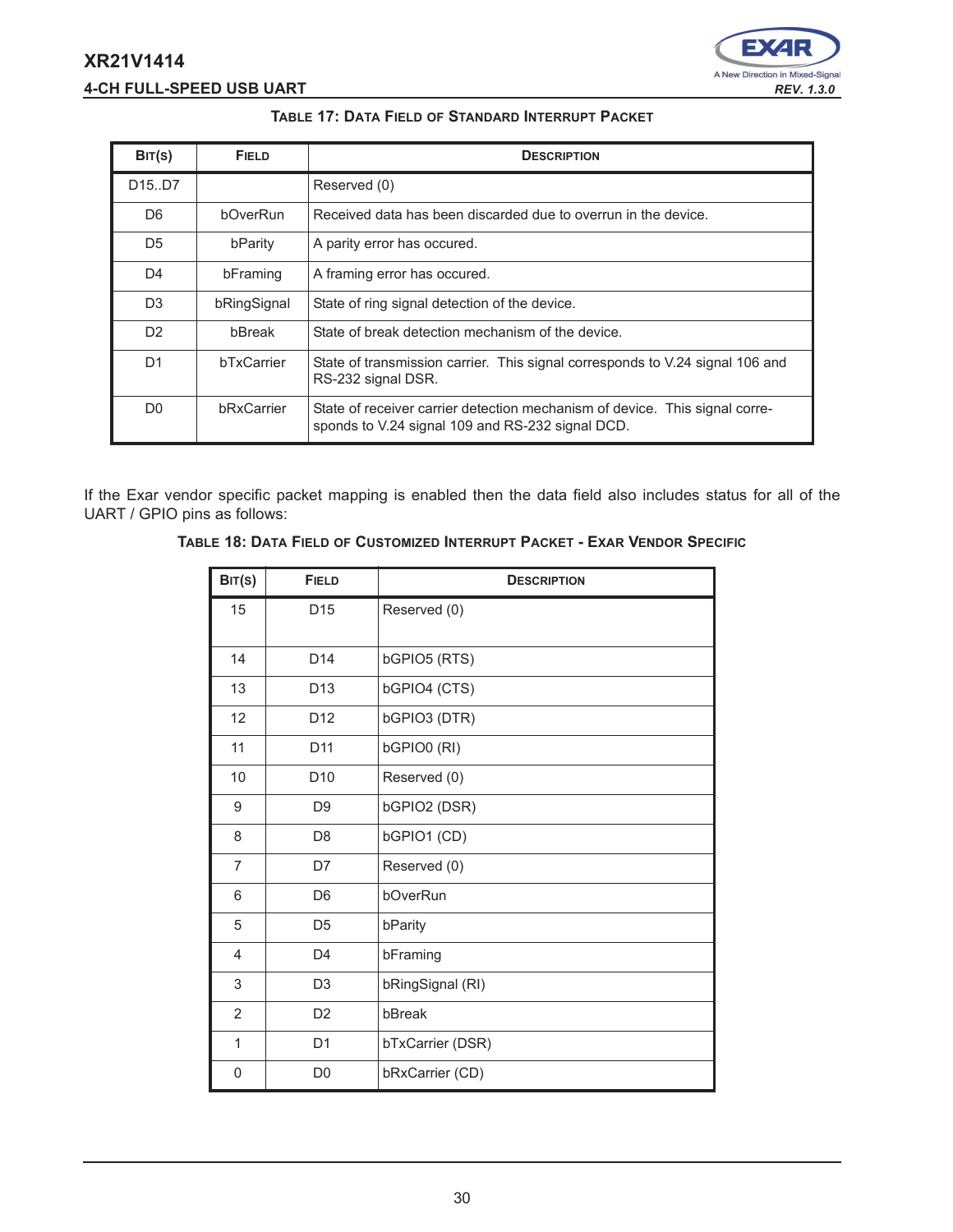**Table 17: Data Field of Standard Interrupt Packet**

| Bit(s) | Field | Description |
|---|---|---|
| D15..D7 | | Reserved (0) |
| D6 | bOverRun | Received data has been discarded due to overrun in the device. |
| D5 | bParity | A parity error has occured. |
| D4 | bFraming | A framing error has occured. |
| D3 | bRingSignal | State of ring signal detection of the device. |
| D2 | bBreak | State of break detection mechanism of the device. |
| D1 | bTxCarrier | State of transmission carrier. This signal corresponds to V.24 signal 106 and RS-232 signal DSR. |
| D0 | bRxCarrier | State of receiver carrier detection mechanism of device. This signal corresponds to V.24 signal 109 and RS-232 signal DCD. |

If the Exar vendor specific packet mapping is enabled then the data field also includes status for all of the UART / GPIO pins as follows:

**Table 18: Data Field of Customized Interrupt Packet - Exar Vendor Specific**

| Bit(s) | Field | Description |
|---|---|---|
| 15 | D15 | Reserved (0) |
| 14 | D14 | bGPIO5 (RTS) |
| 13 | D13 | bGPIO4 (CTS) |
| 12 | D12 | bGPIO3 (DTR) |
| 11 | D11 | bGPIO0 (RI) |
| 10 | D10 | Reserved (0) |
| 9 | D9 | bGPIO2 (DSR) |
| 8 | D8 | bGPIO1 (CD) |
| 7 | D7 | Reserved (0) |
| 6 | D6 | bOverRun |
| 5 | D5 | bParity |
| 4 | D4 | bFraming |
| 3 | D3 | bRingSignal (RI) |
| 2 | D2 | bBreak |
| 1 | D1 | bTxCarrier (DSR) |
| 0 | D0 | bRxCarrier (CD) |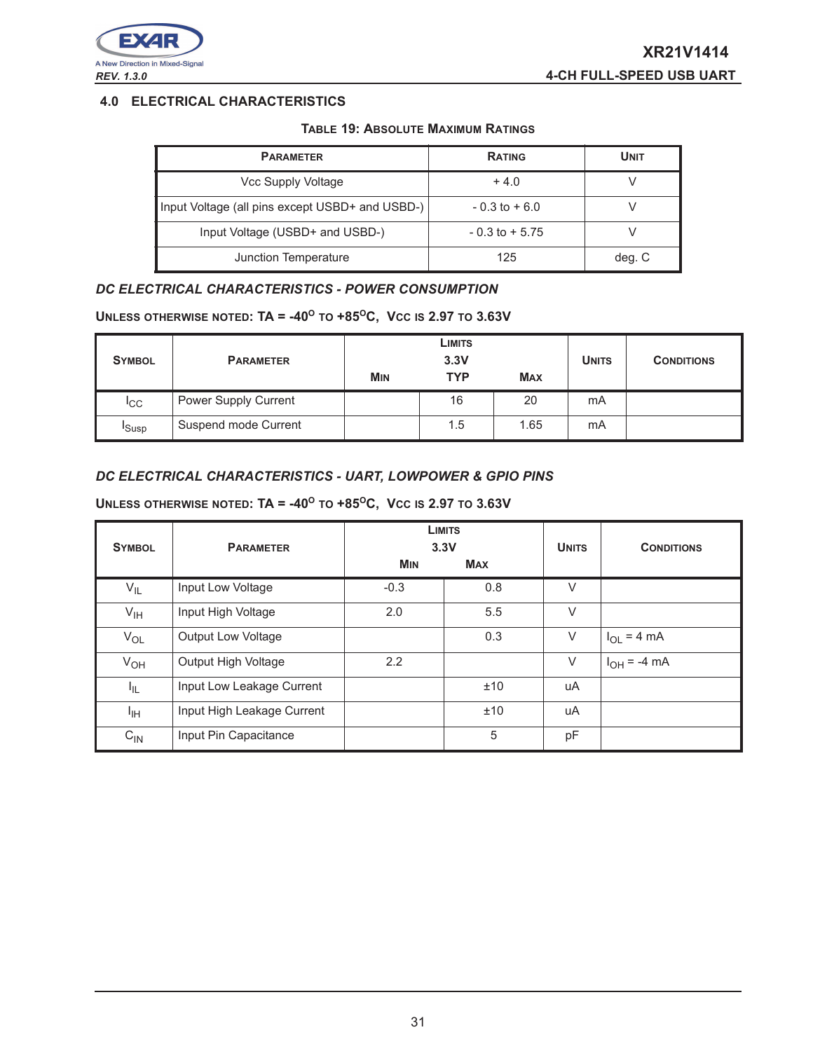## 4.0 ELECTRICAL CHARACTERISTICS

**TABLE 19: ABSOLUTE MAXIMUM RATINGS**

| PARAMETER | RATING | UNIT |
|---|---|---|
| Vcc Supply Voltage | + 4.0 | V |
| Input Voltage (all pins except USBD+ and USBD-) | - 0.3 to + 6.0 | V |
| Input Voltage (USBD+ and USBD-) | - 0.3 to + 5.75 | V |
| Junction Temperature | 125 | deg. C |

### *DC ELECTRICAL CHARACTERISTICS - POWER CONSUMPTION*

**UNLESS OTHERWISE NOTED: TA = -40$^{O}$ TO +85$^{O}$C, VCC IS 2.97 TO 3.63V**

| SYMBOL | PARAMETER | LIMITS 3.3V MIN | TYP | MAX | UNITS | CONDITIONS |
|---|---|---|---|---|---|---|
| $I_{CC}$ | Power Supply Current | | 16 | 20 | mA | |
| $I_{Susp}$ | Suspend mode Current | | 1.5 | 1.65 | mA | |

### *DC ELECTRICAL CHARACTERISTICS - UART, LOWPOWER & GPIO PINS*

**UNLESS OTHERWISE NOTED: TA = -40$^{O}$ TO +85$^{O}$C, VCC IS 2.97 TO 3.63V**

| SYMBOL | PARAMETER | LIMITS 3.3V MIN | MAX | UNITS | CONDITIONS |
|---|---|---|---|---|---|
| $V_{IL}$ | Input Low Voltage | -0.3 | 0.8 | V | |
| $V_{IH}$ | Input High Voltage | 2.0 | 5.5 | V | |
| $V_{OL}$ | Output Low Voltage | | 0.3 | V | $I_{OL}$ = 4 mA |
| $V_{OH}$ | Output High Voltage | 2.2 | | V | $I_{OH}$ = -4 mA |
| $I_{IL}$ | Input Low Leakage Current | | ±10 | uA | |
| $I_{IH}$ | Input High Leakage Current | | ±10 | uA | |
| $C_{IN}$ | Input Pin Capacitance | | 5 | pF | |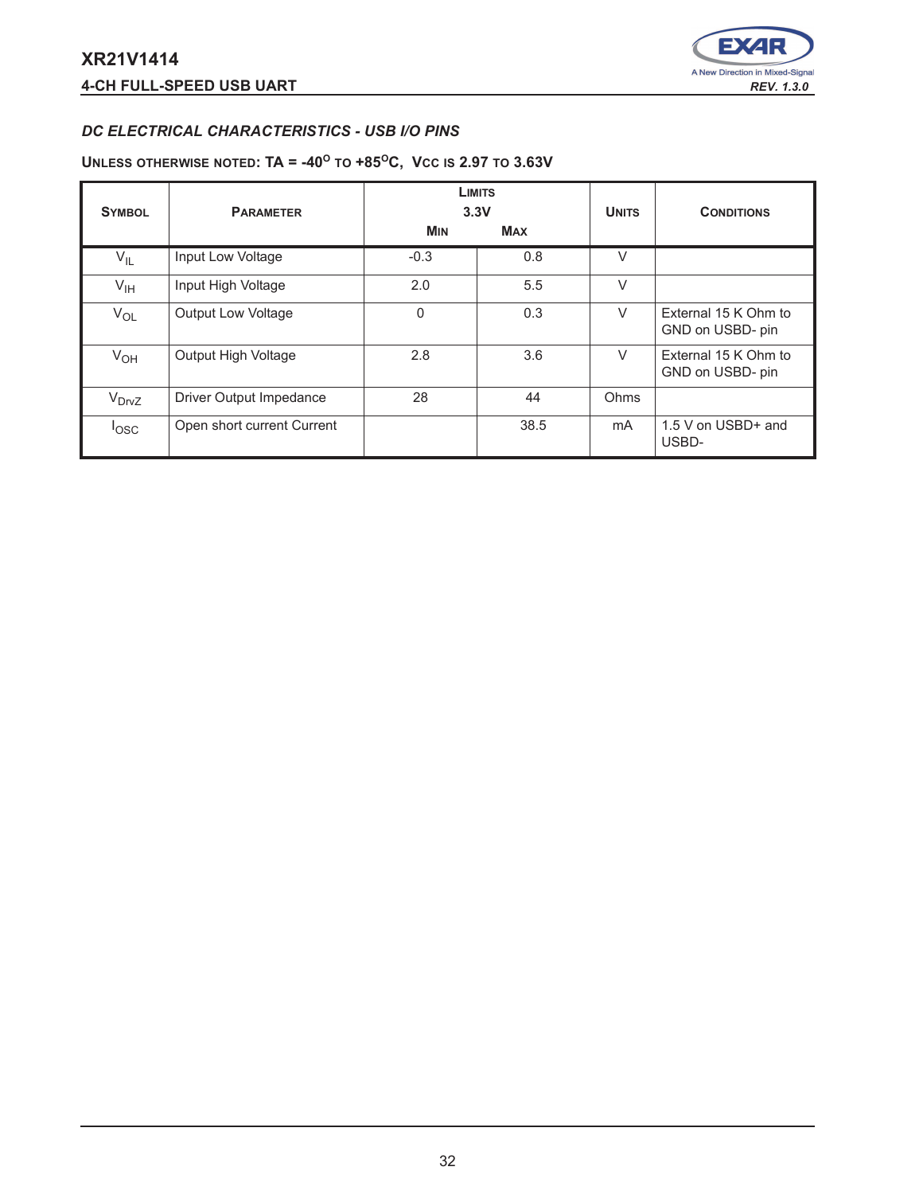### *DC ELECTRICAL CHARACTERISTICS - USB I/O PINS*

**UNLESS OTHERWISE NOTED: TA = -40° TO +85°C, VCC IS 2.97 TO 3.63V**

| SYMBOL | PARAMETER | LIMITS 3.3V MIN | LIMITS 3.3V MAX | UNITS | CONDITIONS |
|---|---|---|---|---|---|
| $V_{IL}$ | Input Low Voltage | -0.3 | 0.8 | V | |
| $V_{IH}$ | Input High Voltage | 2.0 | 5.5 | V | |
| $V_{OL}$ | Output Low Voltage | 0 | 0.3 | V | External 15 K Ohm to GND on USBD- pin |
| $V_{OH}$ | Output High Voltage | 2.8 | 3.6 | V | External 15 K Ohm to GND on USBD- pin |
| $V_{DrvZ}$ | Driver Output Impedance | 28 | 44 | Ohms | |
| $I_{OSC}$ | Open short current Current | | 38.5 | mA | 1.5 V on USBD+ and USBD- |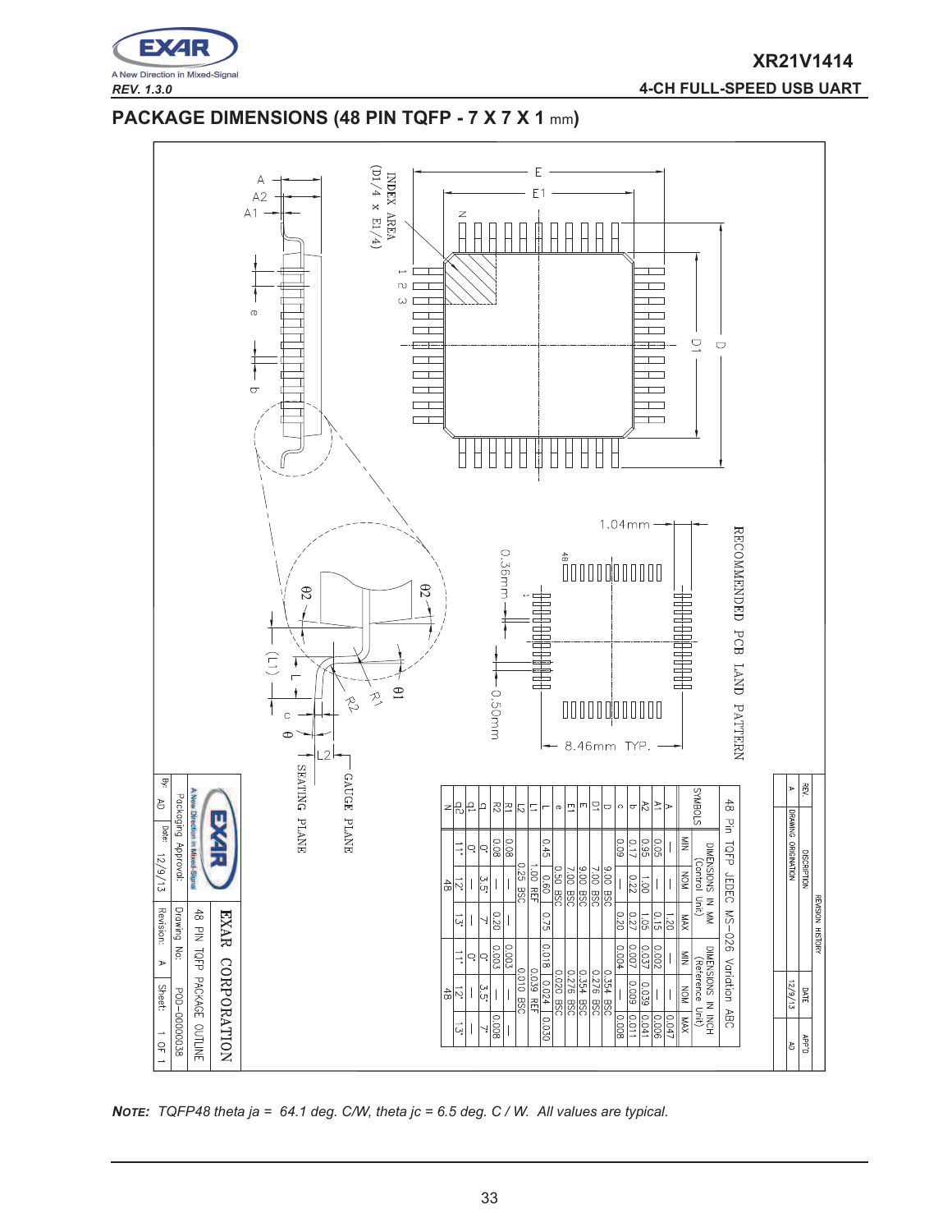## PACKAGE DIMENSIONS (48 PIN TQFP - 7 X 7 X 1 mm)

48 Pin TQFP JEDEC MS-026 Variation ABC

| SYMBOLS | DIMENSIONS IN MM (Control Unit) | | | DIMENSIONS IN INCH (Reference Unit) | | |
|---|---|---|---|---|---|---|
| | MIN | NOM | MAX | MIN | NOM | MAX |
| A | — | — | 1.20 | — | — | 0.047 |
| A1 | 0.05 | — | 0.15 | 0.002 | — | 0.006 |
| A2 | 0.95 | 1.00 | 1.05 | 0.037 | 0.039 | 0.041 |
| b | 0.17 | 0.22 | 0.27 | 0.007 | 0.009 | 0.011 |
| c | 0.09 | — | 0.20 | 0.004 | — | 0.008 |
| D | 9.00 BSC | | | 0.354 BSC | | |
| D1 | 7.00 BSC | | | 0.276 BSC | | |
| E | 9.00 BSC | | | 0.354 BSC | | |
| E1 | 7.00 BSC | | | 0.276 BSC | | |
| e | 0.50 BSC | | | 0.020 BSC | | |
| L | 0.45 | 0.60 | 0.75 | 0.018 | 0.024 | 0.030 |
| L1 | 1.00 REF | | | 0.039 REF | | |
| L2 | 0.25 BSC | | | 0.010 BSC | | |
| R1 | 0.08 | — | — | 0.003 | — | — |
| R2 | 0.08 | — | 0.20 | 0.003 | — | 0.008 |
| θ | 0° | 3.5° | 7° | 0° | 3.5° | 7° |
| θ1 | 0° | — | — | 0° | — | — |
| θ2 | 11° | 12° | 13° | 11° | 12° | 13° |
| N | 48 | | | 48 | | |

RECOMMENDED PCB LAND PATTERN: 1.04mm, 0.36mm, 0.50mm, 8.46mm TYP.

INDEX AREA (D1/4 x E1/4); SEATING PLANE; GAUGE PLANE

| REVISION HISTORY | | | |
|---|---|---|---|
| REV. | DESCRIPTION | DATE | APP'D |
| A | DRAWING ORIGINATION | 12/9/13 | AD |

EXAR CORPORATION — 48 PIN TQFP PACKAGE OUTLINE

Drawing No: POD-00000038; Revision: A; Sheet: 1 OF 1; By: AD; Date: 12/9/13; Packaging Approval:

**NOTE:** *TQFP48 theta ja = 64.1 deg. C/W, theta jc = 6.5 deg. C / W. All values are typical.*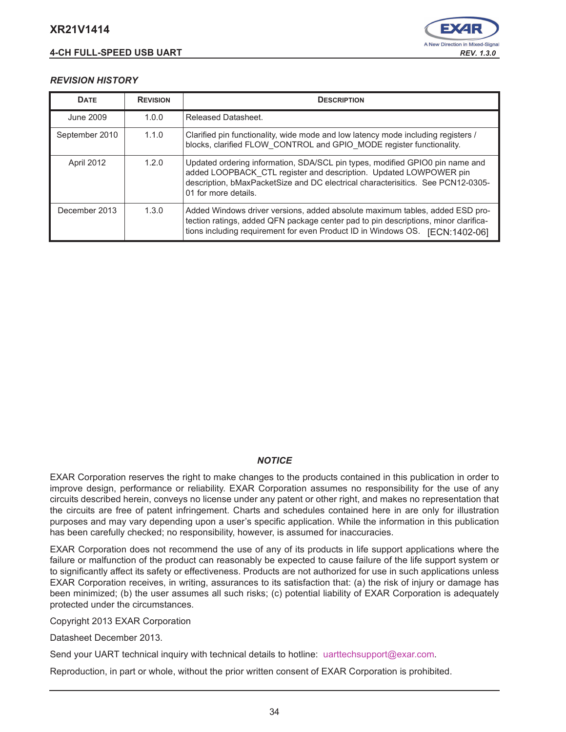### *REVISION HISTORY*

| DATE | REVISION | DESCRIPTION |
|---|---|---|
| June 2009 | 1.0.0 | Released Datasheet. |
| September 2010 | 1.1.0 | Clarified pin functionality, wide mode and low latency mode including registers / blocks, clarified FLOW_CONTROL and GPIO_MODE register functionality. |
| April 2012 | 1.2.0 | Updated ordering information, SDA/SCL pin types, modified GPIO0 pin name and added LOOPBACK_CTL register and description. Updated LOWPOWER pin description, bMaxPacketSize and DC electrical characterisitics. See PCN12-0305-01 for more details. |
| December 2013 | 1.3.0 | Added Windows driver versions, added absolute maximum tables, added ESD protection ratings, added QFN package center pad to pin descriptions, minor clarifications including requirement for even Product ID in Windows OS. [ECN:1402-06] |

### *NOTICE*

EXAR Corporation reserves the right to make changes to the products contained in this publication in order to improve design, performance or reliability. EXAR Corporation assumes no responsibility for the use of any circuits described herein, conveys no license under any patent or other right, and makes no representation that the circuits are free of patent infringement. Charts and schedules contained here in are only for illustration purposes and may vary depending upon a user's specific application. While the information in this publication has been carefully checked; no responsibility, however, is assumed for inaccuracies.

EXAR Corporation does not recommend the use of any of its products in life support applications where the failure or malfunction of the product can reasonably be expected to cause failure of the life support system or to significantly affect its safety or effectiveness. Products are not authorized for use in such applications unless EXAR Corporation receives, in writing, assurances to its satisfaction that: (a) the risk of injury or damage has been minimized; (b) the user assumes all such risks; (c) potential liability of EXAR Corporation is adequately protected under the circumstances.

Copyright 2013 EXAR Corporation

Datasheet December 2013.

Send your UART technical inquiry with technical details to hotline: uarttechsupport@exar.com.

Reproduction, in part or whole, without the prior written consent of EXAR Corporation is prohibited.